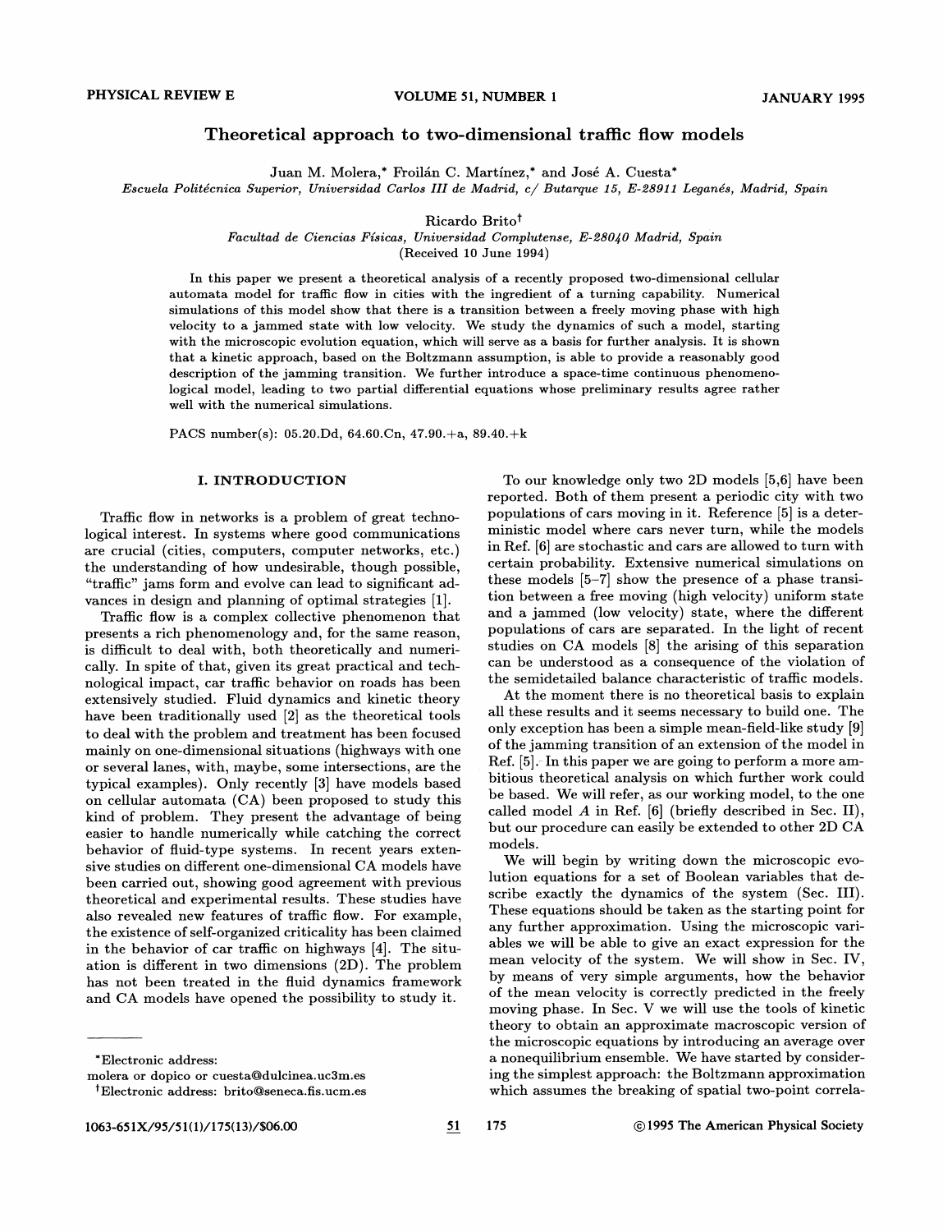# Theoretical approach to two-dimensional traffic flow models

Juan M. Molera,* Froilán C. Martínez,* and José A. Cuesta*

*Escuela Politécnica Superior, Universidad Carlos III de Madrid, c/ Butarque 15, E-28911 Leganés, Madrid, Spain*

Ricardo Brito†

*Facultad de Ciencias Físicas, Universidad Complutense, E-28040 Madrid, Spain*

(Received 10 June 1994)

In this paper we present a theoretical analysis of a recently proposed two-dimensional cellular automata model for traffic flow in cities with the ingredient of a turning capability. Numerical simulations of this model show that there is a transition between a freely moving phase with high velocity to a jammed state with low velocity. We study the dynamics of such a model, starting with the microscopic evolution equation, which will serve as a basis for further analysis. It is shown that a kinetic approach, based on the Boltzmann assumption, is able to provide a reasonably good description of the jamming transition. We further introduce a space-time continuous phenomenological model, leading to two partial differential equations whose preliminary results agree rather well with the numerical simulations.

PACS number(s): 05.20.Dd, 64.60.Cn, 47.90.+a, 89.40.+k

## I. INTRODUCTION

Traffic flow in networks is a problem of great technological interest. In systems where good communications are crucial (cities, computers, computer networks, etc.) the understanding of how undesirable, though possible, "traffic" jams form and evolve can lead to significant advances in design and planning of optimal strategies [1].

Traffic flow is a complex collective phenomenon that presents a rich phenomenology and, for the same reason, is difficult to deal with, both theoretically and numerically. In spite of that, given its great practical and technological impact, car traffic behavior on roads has been extensively studied. Fluid dynamics and kinetic theory have been traditionally used [2] as the theoretical tools to deal with the problem and treatment has been focused mainly on one-dimensional situations (highways with one or several lanes, with, maybe, some intersections, are the typical examples). Only recently [3] have models based on cellular automata (CA) been proposed to study this kind of problem. They present the advantage of being easier to handle numerically while catching the correct behavior of fluid-type systems. In recent years extensive studies on different one-dimensional CA models have been carried out, showing good agreement with previous theoretical and experimental results. These studies have also revealed new features of traffic flow. For example, the existence of self-organized criticality has been claimed in the behavior of car traffic on highways [4]. The situation is different in two dimensions (2D). The problem has not been treated in the fluid dynamics framework and CA models have opened the possibility to study it.

To our knowledge only two 2D models [5,6] have been reported. Both of them present a periodic city with two populations of cars moving in it. Reference [5] is a deterministic model where cars never turn, while the models in Ref. [6] are stochastic and cars are allowed to turn with certain probability. Extensive numerical simulations on these models [5–7] show the presence of a phase transition between a free moving (high velocity) uniform state and a jammed (low velocity) state, where the different populations of cars are separated. In the light of recent studies on CA models [8] the arising of this separation can be understood as a consequence of the violation of the semidetailed balance characteristic of traffic models.

At the moment there is no theoretical basis to explain all these results and it seems necessary to build one. The only exception has been a simple mean-field-like study [9] of the jamming transition of an extension of the model in Ref. [5]. In this paper we are going to perform a more ambitious theoretical analysis on which further work could be based. We will refer, as our working model, to the one called model $A$ in Ref. [6] (briefly described in Sec. II), but our procedure can easily be extended to other 2D CA models.

We will begin by writing down the microscopic evolution equations for a set of Boolean variables that describe exactly the dynamics of the system (Sec. III). These equations should be taken as the starting point for any further approximation. Using the microscopic variables we will be able to give an exact expression for the mean velocity of the system. We will show in Sec. IV, by means of very simple arguments, how the behavior of the mean velocity is correctly predicted in the freely moving phase. In Sec. V we will use the tools of kinetic theory to obtain an approximate macroscopic version of the microscopic equations by introducing an average over a nonequilibrium ensemble. We have started by considering the simplest approach: the Boltzmann approximation which assumes the breaking of spatial two-point correla-

*Electronic address: molera or dopico or cuesta@dulcinea.uc3m.es

†Electronic address: brito@seneca.fis.ucm.es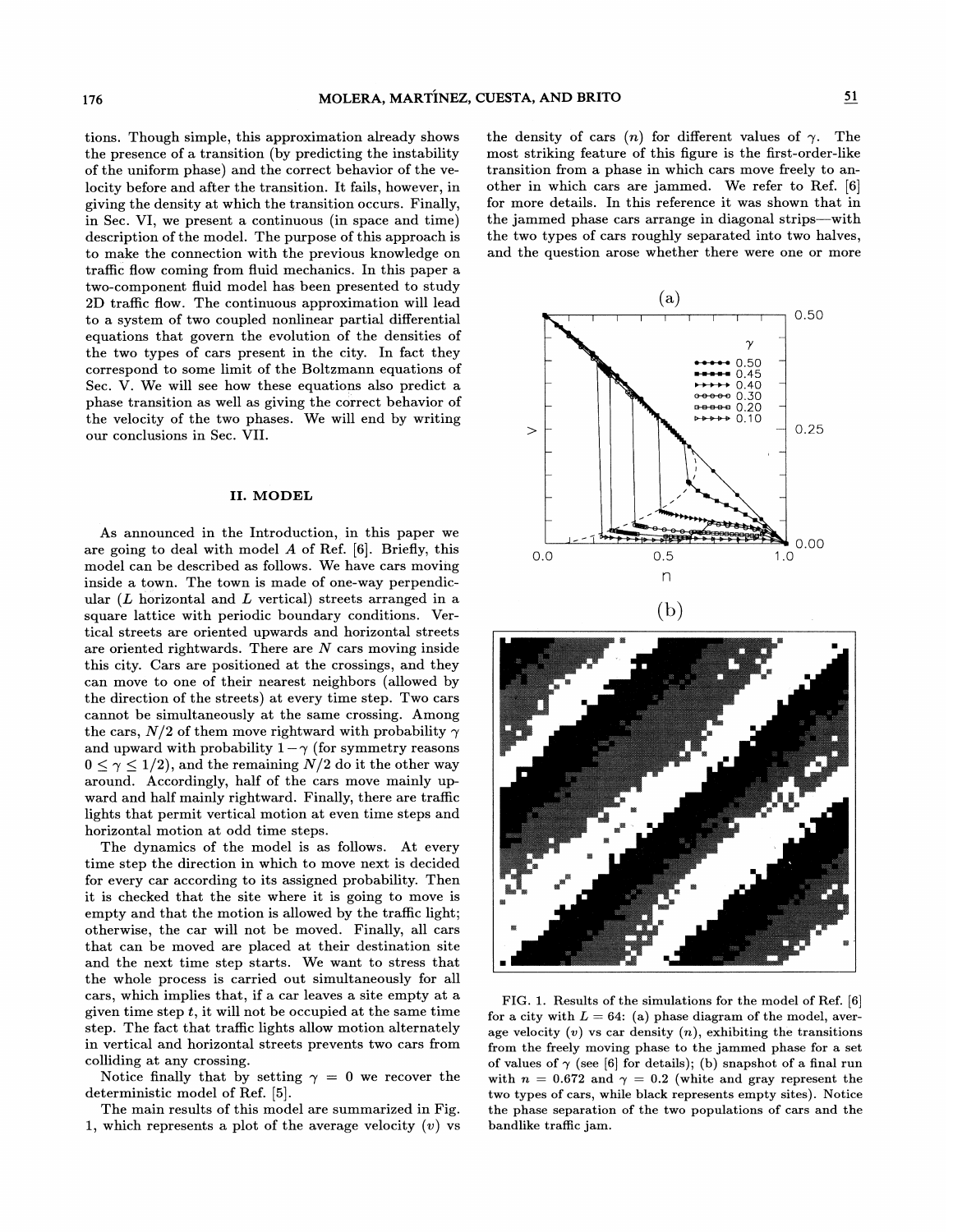tions. Though simple, this approximation already shows the presence of a transition (by predicting the instability of the uniform phase) and the correct behavior of the velocity before and after the transition. It fails, however, in giving the density at which the transition occurs. Finally, in Sec. VI, we present a continuous (in space and time) description of the model. The purpose of this approach is to make the connection with the previous knowledge on traffic flow coming from fluid mechanics. In this paper a two-component fluid model has been presented to study 2D traffic flow. The continuous approximation will lead to a system of two coupled nonlinear partial differential equations that govern the evolution of the densities of the two types of cars present in the city. In fact they correspond to some limit of the Boltzmann equations of Sec. V. We will see how these equations also predict a phase transition as well as giving the correct behavior of the velocity of the two phases. We will end by writing our conclusions in Sec. VII.

## II. MODEL

As announced in the Introduction, in this paper we are going to deal with model *A* of Ref. [6]. Briefly, this model can be described as follows. We have cars moving inside a town. The town is made of one-way perpendicular ($L$ horizontal and $L$ vertical) streets arranged in a square lattice with periodic boundary conditions. Vertical streets are oriented upwards and horizontal streets are oriented rightwards. There are $N$ cars moving inside this city. Cars are positioned at the crossings, and they can move to one of their nearest neighbors (allowed by the direction of the streets) at every time step. Two cars cannot be simultaneously at the same crossing. Among the cars, $N/2$ of them move rightward with probability $\gamma$ and upward with probability $1-\gamma$ (for symmetry reasons $0 \leq \gamma \leq 1/2$), and the remaining $N/2$ do it the other way around. Accordingly, half of the cars move mainly upward and half mainly rightward. Finally, there are traffic lights that permit vertical motion at even time steps and horizontal motion at odd time steps.

The dynamics of the model is as follows. At every time step the direction in which to move next is decided for every car according to its assigned probability. Then it is checked that the site where it is going to move is empty and that the motion is allowed by the traffic light; otherwise, the car will not be moved. Finally, all cars that can be moved are placed at their destination site and the next time step starts. We want to stress that the whole process is carried out simultaneously for all cars, which implies that, if a car leaves a site empty at a given time step $t$, it will not be occupied at the same time step. The fact that traffic lights allow motion alternately in vertical and horizontal streets prevents two cars from colliding at any crossing.

Notice finally that by setting $\gamma = 0$ we recover the deterministic model of Ref. [5].

The main results of this model are summarized in Fig. 1, which represents a plot of the average velocity ($v$) vs the density of cars ($n$) for different values of $\gamma$. The most striking feature of this figure is the first-order-like transition from a phase in which cars move freely to another in which cars are jammed. We refer to Ref. [6] for more details. In this reference it was shown that in the jammed phase cars arrange in diagonal strips—with the two types of cars roughly separated into two halves, and the question arose whether there were one or more

FIG. 1. Results of the simulations for the model of Ref. [6] for a city with $L = 64$: (a) phase diagram of the model, average velocity ($v$) vs car density ($n$), exhibiting the transitions from the freely moving phase to the jammed phase for a set of values of $\gamma$ (see [6] for details); (b) snapshot of a final run with $n = 0.672$ and $\gamma = 0.2$ (white and gray represent the two types of cars, while black represents empty sites). Notice the phase separation of the two populations of cars and the bandlike traffic jam.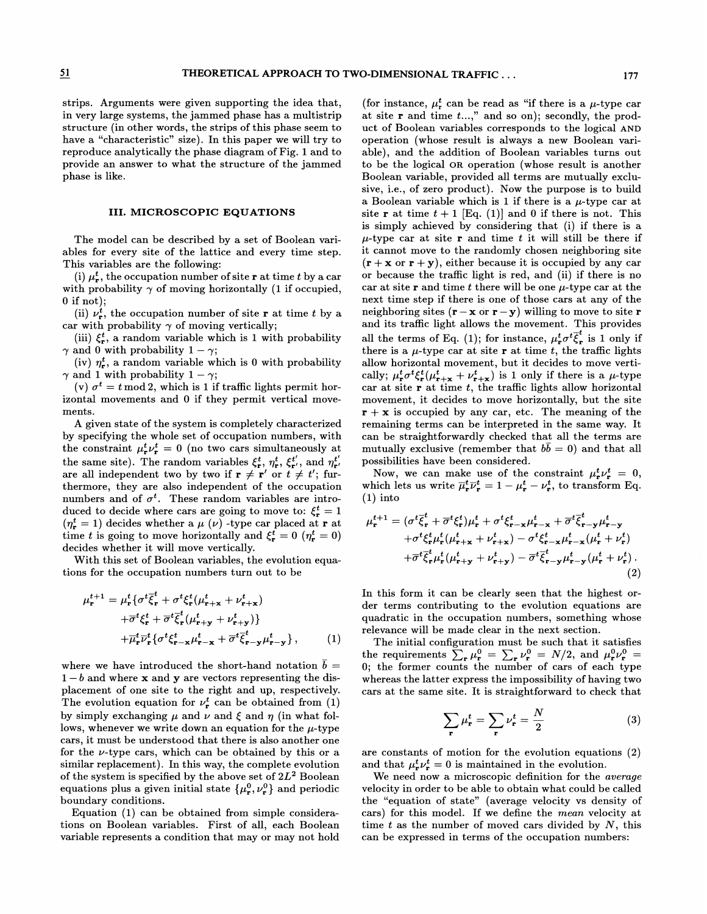strips. Arguments were given supporting the idea that, in very large systems, the jammed phase has a multistrip structure (in other words, the strips of this phase seem to have a "characteristic" size). In this paper we will try to reproduce analytically the phase diagram of Fig. 1 and to provide an answer to what the structure of the jammed phase is like.

## III. MICROSCOPIC EQUATIONS

The model can be described by a set of Boolean variables for every site of the lattice and every time step. This variables are the following:

(i) $\mu_{\mathbf{r}}^t$, the occupation number of site $\mathbf{r}$ at time $t$ by a car with probability $\gamma$ of moving horizontally (1 if occupied, 0 if not);

(ii) $\nu_{\mathbf{r}}^t$, the occupation number of site $\mathbf{r}$ at time $t$ by a car with probability $\gamma$ of moving vertically;

(iii) $\xi_{\mathbf{r}}^t$, a random variable which is 1 with probability $\gamma$ and 0 with probability $1-\gamma$;

(iv) $\eta_{\mathbf{r}}^t$, a random variable which is 0 with probability $\gamma$ and 1 with probability $1-\gamma$;

(v) $\sigma^t = t \bmod 2$, which is 1 if traffic lights permit horizontal movements and 0 if they permit vertical movements.

A given state of the system is completely characterized by specifying the whole set of occupation numbers, with the constraint $\mu_{\mathbf{r}}^t \nu_{\mathbf{r}}^t = 0$ (no two cars simultaneously at the same site). The random variables $\xi_{\mathbf{r}}^t$, $\eta_{\mathbf{r}}^t$, $\xi_{\mathbf{r}'}^{t'}$, and $\eta_{\mathbf{r}'}^{t'}$ are all independent two by two if $\mathbf{r} \neq \mathbf{r}'$ or $t \neq t'$; furthermore, they are also independent of the occupation numbers and of $\sigma^t$. These random variables are introduced to decide where cars are going to move to: $\xi_{\mathbf{r}}^t = 1$ ($\eta_{\mathbf{r}}^t = 1$) decides whether a $\mu$ ($\nu$) -type car placed at $\mathbf{r}$ at time $t$ is going to move horizontally and $\xi_{\mathbf{r}}^t = 0$ ($\eta_{\mathbf{r}}^t = 0$) decides whether it will move vertically.

With this set of Boolean variables, the evolution equations for the occupation numbers turn out to be

$$
\begin{aligned}
\mu_{\mathbf{r}}^{t+1} = \mu_{\mathbf{r}}^t \{ & \sigma^t \overline{\xi}_{\mathbf{r}}^t + \sigma^t \xi_{\mathbf{r}}^t (\mu_{\mathbf{r}+\mathbf{x}}^t + \nu_{\mathbf{r}+\mathbf{x}}^t) \\
& + \overline{\sigma}^t \xi_{\mathbf{r}}^t + \overline{\sigma}^t \overline{\xi}_{\mathbf{r}}^t (\mu_{\mathbf{r}+\mathbf{y}}^t + \nu_{\mathbf{r}+\mathbf{y}}^t) \} \\
& + \overline{\mu}_{\mathbf{r}}^t \overline{\nu}_{\mathbf{r}}^t \{ \sigma^t \xi_{\mathbf{r}-\mathbf{x}}^t \mu_{\mathbf{r}-\mathbf{x}}^t + \overline{\sigma}^t \overline{\xi}_{\mathbf{r}-\mathbf{y}}^t \mu_{\mathbf{r}-\mathbf{y}}^t \} ,
\end{aligned} \tag{1}
$$

where we have introduced the short-hand notation $\overline{b} = 1 - b$ and where $\mathbf{x}$ and $\mathbf{y}$ are vectors representing the displacement of one site to the right and up, respectively. The evolution equation for $\nu_{\mathbf{r}}^t$ can be obtained from (1) by simply exchanging $\mu$ and $\nu$ and $\xi$ and $\eta$ (in what follows, whenever we write down an equation for the $\mu$-type cars, it must be understood that there is also another one for the $\nu$-type cars, which can be obtained by this or a similar replacement). In this way, the complete evolution of the system is specified by the above set of $2L^2$ Boolean equations plus a given initial state $\{\mu_{\mathbf{r}}^0, \nu_{\mathbf{r}}^0\}$ and periodic boundary conditions.

Equation (1) can be obtained from simple considerations on Boolean variables. First of all, each Boolean variable represents a condition that may or may not hold (for instance, $\mu_{\mathbf{r}}^t$ can be read as "if there is a $\mu$-type car at site $\mathbf{r}$ and time $t$...," and so on); secondly, the product of Boolean variables corresponds to the logical AND operation (whose result is always a new Boolean variable), and the addition of Boolean variables turns out to be the logical OR operation (whose result is another Boolean variable, provided all terms are mutually exclusive, i.e., of zero product). Now the purpose is to build a Boolean variable which is 1 if there is a $\mu$-type car at site $\mathbf{r}$ at time $t+1$ [Eq. (1)] and 0 if there is not. This is simply achieved by considering that (i) if there is a $\mu$-type car at site $\mathbf{r}$ and time $t$ it will still be there if it cannot move to the randomly chosen neighboring site ($\mathbf{r}+\mathbf{x}$ or $\mathbf{r}+\mathbf{y}$), either because it is occupied by any car or because the traffic light is red, and (ii) if there is no car at site $\mathbf{r}$ and time $t$ there will be one $\mu$-type car at the next time step if there is one of those cars at any of the neighboring sites ($\mathbf{r}-\mathbf{x}$ or $\mathbf{r}-\mathbf{y}$) willing to move to site $\mathbf{r}$ and its traffic light allows the movement. This provides all the terms of Eq. (1); for instance, $\mu_{\mathbf{r}}^t \sigma^t \overline{\xi}_{\mathbf{r}}^t$ is 1 only if there is a $\mu$-type car at site $\mathbf{r}$ at time $t$, the traffic lights allow horizontal movement, but it decides to move vertically; $\mu_{\mathbf{r}}^t \sigma^t \xi_{\mathbf{r}}^t (\mu_{\mathbf{r}+\mathbf{x}}^t + \nu_{\mathbf{r}+\mathbf{x}}^t)$ is 1 only if there is a $\mu$-type car at site $\mathbf{r}$ at time $t$, the traffic lights allow horizontal movement, it decides to move horizontally, but the site $\mathbf{r}+\mathbf{x}$ is occupied by any car, etc. The meaning of the remaining terms can be interpreted in the same way. It can be straightforwardly checked that all the terms are mutually exclusive (remember that $b\overline{b} = 0$) and that all possibilities have been considered.

Now, we can make use of the constraint $\mu_{\mathbf{r}}^t \nu_{\mathbf{r}}^t = 0$, which lets us write $\overline{\mu}_{\mathbf{r}}^t \overline{\nu}_{\mathbf{r}}^t = 1 - \mu_{\mathbf{r}}^t - \nu_{\mathbf{r}}^t$, to transform Eq. (1) into

$$
\begin{aligned}
\mu_{\mathbf{r}}^{t+1} = {} & (\sigma^t \overline{\xi}_{\mathbf{r}}^t + \overline{\sigma}^t \xi_{\mathbf{r}}^t) \mu_{\mathbf{r}}^t + \sigma^t \xi_{\mathbf{r}-\mathbf{x}}^t \mu_{\mathbf{r}-\mathbf{x}}^t + \overline{\sigma}^t \overline{\xi}_{\mathbf{r}-\mathbf{y}}^t \mu_{\mathbf{r}-\mathbf{y}}^t \\
& + \sigma^t \xi_{\mathbf{r}}^t \mu_{\mathbf{r}}^t (\mu_{\mathbf{r}+\mathbf{x}}^t + \nu_{\mathbf{r}+\mathbf{x}}^t) - \sigma^t \xi_{\mathbf{r}-\mathbf{x}}^t \mu_{\mathbf{r}-\mathbf{x}}^t (\mu_{\mathbf{r}}^t + \nu_{\mathbf{r}}^t) \\
& + \overline{\sigma}^t \overline{\xi}_{\mathbf{r}}^t \mu_{\mathbf{r}}^t (\mu_{\mathbf{r}+\mathbf{y}}^t + \nu_{\mathbf{r}+\mathbf{y}}^t) - \overline{\sigma}^t \overline{\xi}_{\mathbf{r}-\mathbf{y}}^t \mu_{\mathbf{r}-\mathbf{y}}^t (\mu_{\mathbf{r}}^t + \nu_{\mathbf{r}}^t) .
\end{aligned} \tag{2}
$$

In this form it can be clearly seen that the highest order terms contributing to the evolution equations are quadratic in the occupation numbers, something whose relevance will be made clear in the next section.

The initial configuration must be such that it satisfies the requirements $\sum_{\mathbf{r}} \mu_{\mathbf{r}}^0 = \sum_{\mathbf{r}} \nu_{\mathbf{r}}^0 = N/2$, and $\mu_{\mathbf{r}}^0 \nu_{\mathbf{r}}^0 = 0$; the former counts the number of cars of each type whereas the latter express the impossibility of having two cars at the same site. It is straightforward to check that

$$
\sum_{\mathbf{r}} \mu_{\mathbf{r}}^t = \sum_{\mathbf{r}} \nu_{\mathbf{r}}^t = \frac{N}{2} \tag{3}
$$

are constants of motion for the evolution equations (2) and that $\mu_{\mathbf{r}}^t \nu_{\mathbf{r}}^t = 0$ is maintained in the evolution.

We need now a microscopic definition for the *average* velocity in order to be able to obtain what could be called the "equation of state" (average velocity vs density of cars) for this model. If we define the *mean* velocity at time $t$ as the number of moved cars divided by $N$, this can be expressed in terms of the occupation numbers: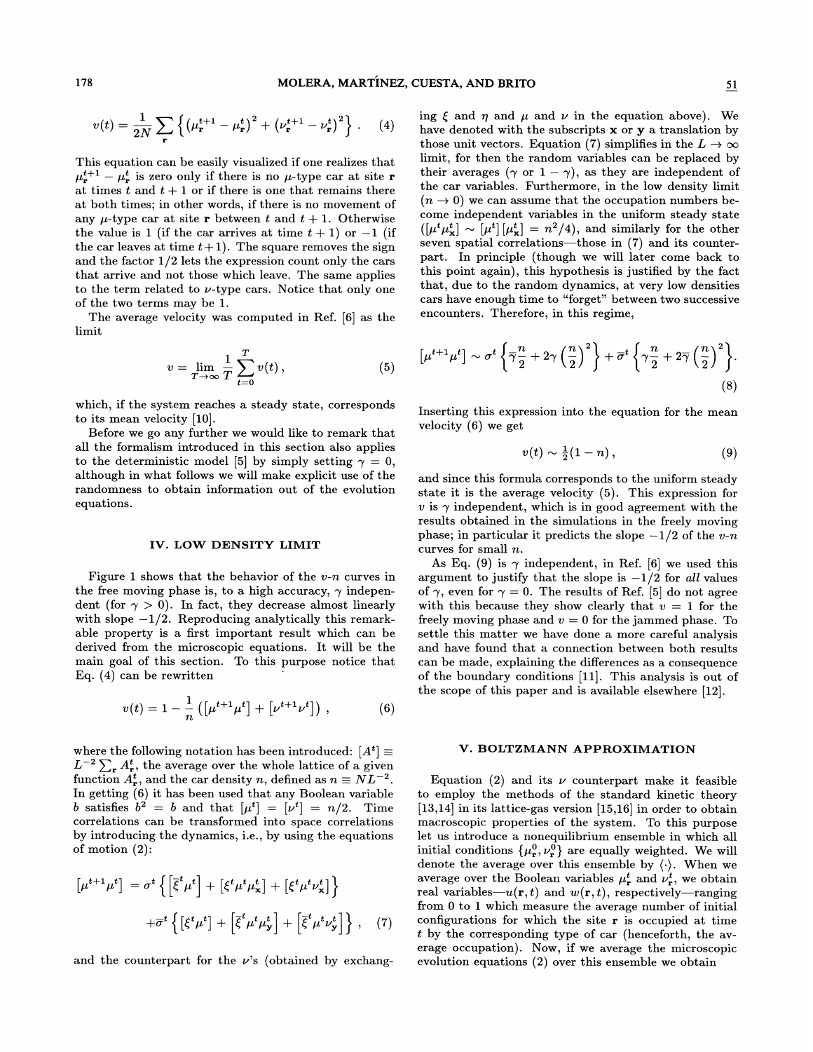$$v(t) = \frac{1}{2N} \sum_{\mathbf{r}} \left\{ \left(\mu_{\mathbf{r}}^{t+1} - \mu_{\mathbf{r}}^t\right)^2 + \left(\nu_{\mathbf{r}}^{t+1} - \nu_{\mathbf{r}}^t\right)^2 \right\} . \quad (4)$$

This equation can be easily visualized if one realizes that $\mu_{\mathbf{r}}^{t+1} - \mu_{\mathbf{r}}^t$ is zero only if there is no $\mu$-type car at site $\mathbf{r}$ at times $t$ and $t+1$ or if there is one that remains there at both times; in other words, if there is no movement of any $\mu$-type car at site $\mathbf{r}$ between $t$ and $t+1$. Otherwise the value is 1 (if the car arrives at time $t+1$) or $-1$ (if the car leaves at time $t+1$). The square removes the sign and the factor $1/2$ lets the expression count only the cars that arrive and not those which leave. The same applies to the term related to $\nu$-type cars. Notice that only one of the two terms may be 1.

The average velocity was computed in Ref. [6] as the limit

$$v = \lim_{T \to \infty} \frac{1}{T} \sum_{t=0}^{T} v(t) , \quad (5)$$

which, if the system reaches a steady state, corresponds to its mean velocity [10].

Before we go any further we would like to remark that all the formalism introduced in this section also applies to the deterministic model [5] by simply setting $\gamma = 0$, although in what follows we will make explicit use of the randomness to obtain information out of the evolution equations.

## IV. LOW DENSITY LIMIT

Figure 1 shows that the behavior of the $v$-$n$ curves in the free moving phase is, to a high accuracy, $\gamma$ independent (for $\gamma > 0$). In fact, they decrease almost linearly with slope $-1/2$. Reproducing analytically this remarkable property is a first important result which can be derived from the microscopic equations. It will be the main goal of this section. To this purpose notice that Eq. (4) can be rewritten

$$v(t) = 1 - \frac{1}{n} \left( [\mu^{t+1}\mu^t] + [\nu^{t+1}\nu^t] \right) , \quad (6)$$

where the following notation has been introduced: $[A^t] \equiv L^{-2} \sum_{\mathbf{r}} A_{\mathbf{r}}^t$, the average over the whole lattice of a given function $A_{\mathbf{r}}^t$, and the car density $n$, defined as $n \equiv NL^{-2}$. In getting (6) it has been used that any Boolean variable $b$ satisfies $b^2 = b$ and that $[\mu^t] = [\nu^t] = n/2$. Time correlations can be transformed into space correlations by introducing the dynamics, i.e., by using the equations of motion (2):

$$\begin{aligned} [\mu^{t+1}\mu^t] &= \sigma^t \left\{ \left[\bar{\xi}^t \mu^t\right] + \left[\xi^t \mu^t \mu_{\mathbf{x}}^t\right] + \left[\xi^t \mu^t \nu_{\mathbf{x}}^t\right] \right\} \\ &+ \bar{\sigma}^t \left\{ \left[\xi^t \mu^t\right] + \left[\bar{\xi}^t \mu^t \mu_{\mathbf{y}}^t\right] + \left[\bar{\xi}^t \mu^t \nu_{\mathbf{y}}^t\right] \right\} , \end{aligned} \quad (7)$$

and the counterpart for the $\nu$'s (obtained by exchanging $\xi$ and $\eta$ and $\mu$ and $\nu$ in the equation above). We have denoted with the subscripts $\mathbf{x}$ or $\mathbf{y}$ a translation by those unit vectors. Equation (7) simplifies in the $L \to \infty$ limit, for then the random variables can be replaced by their averages ($\gamma$ or $1-\gamma$), as they are independent of the car variables. Furthermore, in the low density limit ($n \to 0$) we can assume that the occupation numbers become independent variables in the uniform steady state ($[\mu^t \mu_{\mathbf{x}}^t] \sim [\mu^t][\mu_{\mathbf{x}}^t] = n^2/4$), and similarly for the other seven spatial correlations—those in (7) and its counterpart. In principle (though we will later come back to this point again), this hypothesis is justified by the fact that, due to the random dynamics, at very low densities cars have enough time to "forget" between two successive encounters. Therefore, in this regime,

$$[\mu^{t+1}\mu^t] \sim \sigma^t \left\{ \bar{\gamma}\frac{n}{2} + 2\gamma \left(\frac{n}{2}\right)^2 \right\} + \bar{\sigma}^t \left\{ \gamma \frac{n}{2} + 2\bar{\gamma} \left(\frac{n}{2}\right)^2 \right\} . \quad (8)$$

Inserting this expression into the equation for the mean velocity (6) we get

$$v(t) \sim \tfrac{1}{2}(1-n) , \quad (9)$$

and since this formula corresponds to the uniform steady state it is the average velocity (5). This expression for $v$ is $\gamma$ independent, which is in good agreement with the results obtained in the simulations in the freely moving phase; in particular it predicts the slope $-1/2$ of the $v$-$n$ curves for small $n$.

As Eq. (9) is $\gamma$ independent, in Ref. [6] we used this argument to justify that the slope is $-1/2$ for *all* values of $\gamma$, even for $\gamma = 0$. The results of Ref. [5] do not agree with this because they show clearly that $v = 1$ for the freely moving phase and $v = 0$ for the jammed phase. To settle this matter we have done a more careful analysis and have found that a connection between both results can be made, explaining the differences as a consequence of the boundary conditions [11]. This analysis is out of the scope of this paper and is available elsewhere [12].

## V. BOLTZMANN APPROXIMATION

Equation (2) and its $\nu$ counterpart make it feasible to employ the methods of the standard kinetic theory [13,14] in its lattice-gas version [15,16] in order to obtain macroscopic properties of the system. To this purpose let us introduce a nonequilibrium ensemble in which all initial conditions $\{\mu_{\mathbf{r}}^0, \nu_{\mathbf{r}}^0\}$ are equally weighted. We will denote the average over this ensemble by $\langle\cdot\rangle$. When we average over the Boolean variables $\mu_{\mathbf{r}}^t$ and $\nu_{\mathbf{r}}^t$, we obtain real variables—$u(\mathbf{r},t)$ and $w(\mathbf{r},t)$, respectively—ranging from 0 to 1 which measure the average number of initial configurations for which the site $\mathbf{r}$ is occupied at time $t$ by the corresponding type of car (henceforth, the average occupation). Now, if we average the microscopic evolution equations (2) over this ensemble we obtain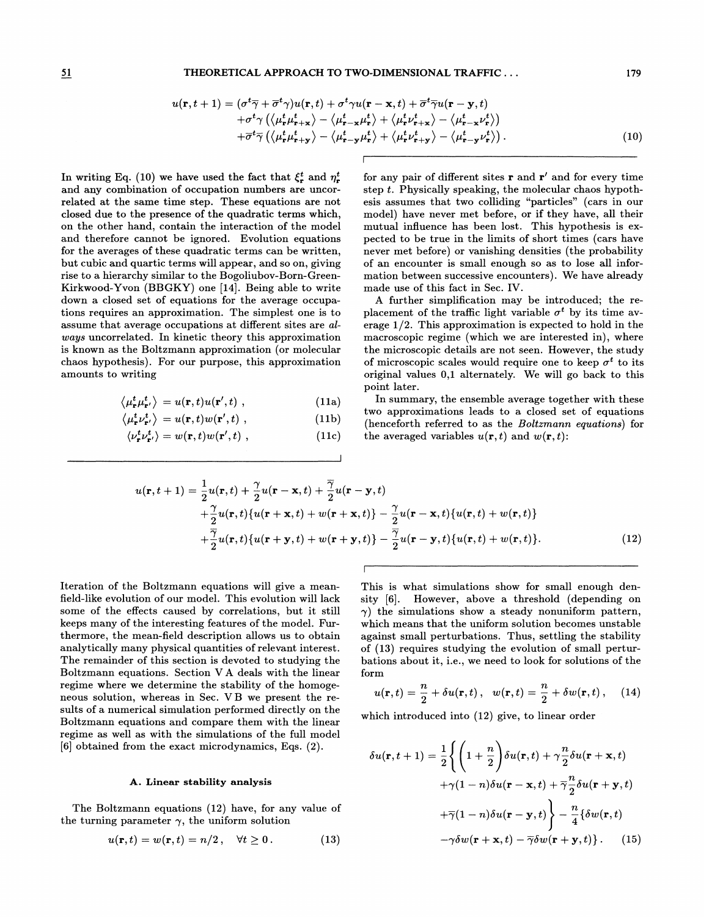$$
\begin{aligned}
u(\mathbf{r},t+1) = {} & (\sigma^t\overline{\gamma} + \overline{\sigma}^t\gamma)u(\mathbf{r},t) + \sigma^t\gamma u(\mathbf{r}-\mathbf{x},t) + \overline{\sigma}^t\overline{\gamma}u(\mathbf{r}-\mathbf{y},t) \\
& + \sigma^t\gamma\left(\langle\mu_{\mathbf{r}}^t\mu_{\mathbf{r}+\mathbf{x}}^t\rangle - \langle\mu_{\mathbf{r}-\mathbf{x}}^t\mu_{\mathbf{r}}^t\rangle + \langle\mu_{\mathbf{r}}^t\nu_{\mathbf{r}+\mathbf{x}}^t\rangle - \langle\mu_{\mathbf{r}-\mathbf{x}}^t\nu_{\mathbf{r}}^t\rangle\right) \\
& + \overline{\sigma}^t\overline{\gamma}\left(\langle\mu_{\mathbf{r}}^t\mu_{\mathbf{r}+\mathbf{y}}^t\rangle - \langle\mu_{\mathbf{r}-\mathbf{y}}^t\mu_{\mathbf{r}}^t\rangle + \langle\mu_{\mathbf{r}}^t\nu_{\mathbf{r}+\mathbf{y}}^t\rangle - \langle\mu_{\mathbf{r}-\mathbf{y}}^t\nu_{\mathbf{r}}^t\rangle\right).
\end{aligned}
\tag{10}
$$

In writing Eq. (10) we have used the fact that $\xi_{\mathbf{r}}^t$ and $\eta_{\mathbf{r}}^t$ and any combination of occupation numbers are uncorrelated at the same time step. These equations are not closed due to the presence of the quadratic terms which, on the other hand, contain the interaction of the model and therefore cannot be ignored. Evolution equations for the averages of these quadratic terms can be written, but cubic and quartic terms will appear, and so on, giving rise to a hierarchy similar to the Bogoliubov-Born-Green-Kirkwood-Yvon (BBGKY) one [14]. Being able to write down a closed set of equations for the average occupations requires an approximation. The simplest one is to assume that average occupations at different sites are *always* uncorrelated. In kinetic theory this approximation is known as the Boltzmann approximation (or molecular chaos hypothesis). For our purpose, this approximation amounts to writing

$$
\langle\mu_{\mathbf{r}}^t\mu_{\mathbf{r}'}^t\rangle = u(\mathbf{r},t)u(\mathbf{r}',t)\,, \tag{11a}
$$

$$
\langle\mu_{\mathbf{r}}^t\nu_{\mathbf{r}'}^t\rangle = u(\mathbf{r},t)w(\mathbf{r}',t)\,, \tag{11b}
$$

$$
\langle\nu_{\mathbf{r}}^t\nu_{\mathbf{r}'}^t\rangle = w(\mathbf{r},t)w(\mathbf{r}',t)\,, \tag{11c}
$$

for any pair of different sites $\mathbf{r}$ and $\mathbf{r}'$ and for every time step $t$. Physically speaking, the molecular chaos hypothesis assumes that two colliding "particles" (cars in our model) have never met before, or if they have, all their mutual influence has been lost. This hypothesis is expected to be true in the limits of short times (cars have never met before) or vanishing densities (the probability of an encounter is small enough so as to lose all information between successive encounters). We have already made use of this fact in Sec. IV.

A further simplification may be introduced; the replacement of the traffic light variable $\sigma^t$ by its time average $1/2$. This approximation is expected to hold in the macroscopic regime (which we are interested in), where the microscopic details are not seen. However, the study of microscopic scales would require one to keep $\sigma^t$ to its original values 0,1 alternately. We will go back to this point later.

In summary, the ensemble average together with these two approximations leads to a closed set of equations (henceforth referred to as the *Boltzmann equations*) for the averaged variables $u(\mathbf{r},t)$ and $w(\mathbf{r},t)$:

$$
\begin{aligned}
u(\mathbf{r},t+1) = {} & \frac{1}{2}u(\mathbf{r},t) + \frac{\gamma}{2}u(\mathbf{r}-\mathbf{x},t) + \frac{\overline{\gamma}}{2}u(\mathbf{r}-\mathbf{y},t) \\
& + \frac{\gamma}{2}u(\mathbf{r},t)\{u(\mathbf{r}+\mathbf{x},t) + w(\mathbf{r}+\mathbf{x},t)\} - \frac{\gamma}{2}u(\mathbf{r}-\mathbf{x},t)\{u(\mathbf{r},t) + w(\mathbf{r},t)\} \\
& + \frac{\overline{\gamma}}{2}u(\mathbf{r},t)\{u(\mathbf{r}+\mathbf{y},t) + w(\mathbf{r}+\mathbf{y},t)\} - \frac{\overline{\gamma}}{2}u(\mathbf{r}-\mathbf{y},t)\{u(\mathbf{r},t) + w(\mathbf{r},t)\}.
\end{aligned}
\tag{12}
$$

Iteration of the Boltzmann equations will give a mean-field-like evolution of our model. This evolution will lack some of the effects caused by correlations, but it still keeps many of the interesting features of the model. Furthermore, the mean-field description allows us to obtain analytically many physical quantities of relevant interest. The remainder of this section is devoted to studying the Boltzmann equations. Section V A deals with the linear regime where we determine the stability of the homogeneous solution, whereas in Sec. V B we present the results of a numerical simulation performed directly on the Boltzmann equations and compare them with the linear regime as well as with the simulations of the full model [6] obtained from the exact microdynamics, Eqs. (2).

### A. Linear stability analysis

The Boltzmann equations (12) have, for any value of the turning parameter $\gamma$, the uniform solution

$$
u(\mathbf{r},t) = w(\mathbf{r},t) = n/2\,, \quad \forall t \geq 0\,. \tag{13}
$$

This is what simulations show for small enough density [6]. However, above a threshold (depending on $\gamma$) the simulations show a steady nonuniform pattern, which means that the uniform solution becomes unstable against small perturbations. Thus, settling the stability of (13) requires studying the evolution of small perturbations about it, i.e., we need to look for solutions of the form

$$
u(\mathbf{r},t) = \frac{n}{2} + \delta u(\mathbf{r},t)\,, \quad w(\mathbf{r},t) = \frac{n}{2} + \delta w(\mathbf{r},t)\,, \tag{14}
$$

which introduced into (12) give, to linear order

$$
\begin{aligned}
\delta u(\mathbf{r},t+1) = {} & \frac{1}{2}\left\{\left(1+\frac{n}{2}\right)\delta u(\mathbf{r},t) + \gamma\frac{n}{2}\delta u(\mathbf{r}+\mathbf{x},t)\right. \\
& + \gamma(1-n)\delta u(\mathbf{r}-\mathbf{x},t) + \overline{\gamma}\frac{n}{2}\delta u(\mathbf{r}+\mathbf{y},t) \\
& \left. + \overline{\gamma}(1-n)\delta u(\mathbf{r}-\mathbf{y},t)\right\} - \frac{n}{4}\{\delta w(\mathbf{r},t) \\
& - \gamma\delta w(\mathbf{r}+\mathbf{x},t) - \overline{\gamma}\delta w(\mathbf{r}+\mathbf{y},t)\}\,.
\end{aligned}
\tag{15}
$$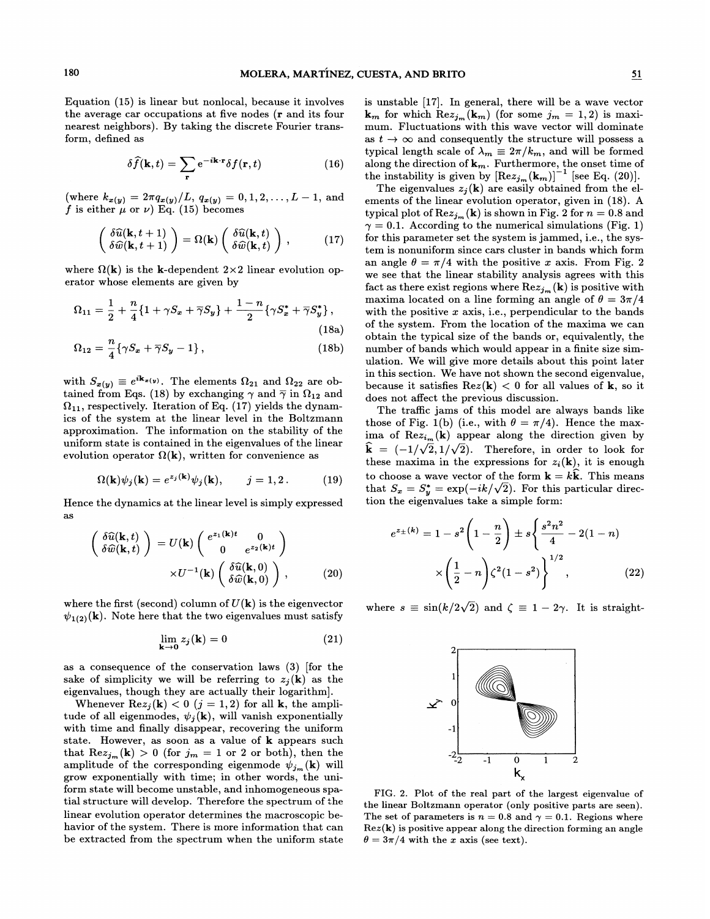Equation (15) is linear but nonlocal, because it involves the average car occupations at five nodes ($\mathbf{r}$ and its four nearest neighbors). By taking the discrete Fourier transform, defined as

$$\delta\widehat{f}(\mathbf{k},t) = \sum_{\mathbf{r}} e^{-i\mathbf{k}\cdot\mathbf{r}}\delta f(\mathbf{r},t) \tag{16}$$

(where $k_{x(y)} = 2\pi q_{x(y)}/L$, $q_{x(y)} = 0,1,2,\ldots,L-1$, and $f$ is either $\mu$ or $\nu$) Eq. (15) becomes

$$\begin{pmatrix} \delta\widehat{u}(\mathbf{k},t+1) \\ \delta\widehat{w}(\mathbf{k},t+1) \end{pmatrix} = \Omega(\mathbf{k}) \begin{pmatrix} \delta\widehat{u}(\mathbf{k},t) \\ \delta\widehat{w}(\mathbf{k},t) \end{pmatrix}, \tag{17}$$

where $\Omega(\mathbf{k})$ is the $\mathbf{k}$-dependent $2\times2$ linear evolution operator whose elements are given by

$$\Omega_{11} = \frac{1}{2} + \frac{n}{4}\{1 + \gamma S_x + \overline{\gamma} S_y\} + \frac{1-n}{2}\{\gamma S_x^* + \overline{\gamma} S_y^*\}, \tag{18a}$$

$$\Omega_{12} = \frac{n}{4}\{\gamma S_x + \overline{\gamma} S_y - 1\}, \tag{18b}$$

with $S_{x(y)} \equiv e^{ik_{x(y)}}$. The elements $\Omega_{21}$ and $\Omega_{22}$ are obtained from Eqs. (18) by exchanging $\gamma$ and $\overline{\gamma}$ in $\Omega_{12}$ and $\Omega_{11}$, respectively. Iteration of Eq. (17) yields the dynamics of the system at the linear level in the Boltzmann approximation. The information on the stability of the uniform state is contained in the eigenvalues of the linear evolution operator $\Omega(\mathbf{k})$, written for convenience as

$$\Omega(\mathbf{k})\psi_j(\mathbf{k}) = e^{z_j(\mathbf{k})}\psi_j(\mathbf{k}), \qquad j = 1,2. \tag{19}$$

Hence the dynamics at the linear level is simply expressed as

$$\begin{pmatrix} \delta\widehat{u}(\mathbf{k},t) \\ \delta\widehat{w}(\mathbf{k},t) \end{pmatrix} = U(\mathbf{k}) \begin{pmatrix} e^{z_1(\mathbf{k})t} & 0 \\ 0 & e^{z_2(\mathbf{k})t} \end{pmatrix} \times U^{-1}(\mathbf{k}) \begin{pmatrix} \delta\widehat{u}(\mathbf{k},0) \\ \delta\widehat{w}(\mathbf{k},0) \end{pmatrix}, \tag{20}$$

where the first (second) column of $U(\mathbf{k})$ is the eigenvector $\psi_{1(2)}(\mathbf{k})$. Note here that the two eigenvalues must satisfy

$$\lim_{\mathbf{k}\to 0} z_j(\mathbf{k}) = 0 \tag{21}$$

as a consequence of the conservation laws (3) [for the sake of simplicity we will be referring to $z_j(\mathbf{k})$ as the eigenvalues, though they are actually their logarithm].

Whenever $\mathrm{Re}z_j(\mathbf{k}) < 0$ ($j = 1,2$) for all $\mathbf{k}$, the amplitude of all eigenmodes, $\psi_j(\mathbf{k})$, will vanish exponentially with time and finally disappear, recovering the uniform state. However, as soon as a value of $\mathbf{k}$ appears such that $\mathrm{Re}z_{j_m}(\mathbf{k}) > 0$ (for $j_m = 1$ or 2 or both), then the amplitude of the corresponding eigenmode $\psi_{j_m}(\mathbf{k})$ will grow exponentially with time; in other words, the uniform state will become unstable, and inhomogeneous spatial structure will develop. Therefore the spectrum of the linear evolution operator determines the macroscopic behavior of the system. There is more information that can be extracted from the spectrum when the uniform state is unstable [17]. In general, there will be a wave vector $\mathbf{k}_m$ for which $\mathrm{Re}z_{j_m}(\mathbf{k}_m)$ (for some $j_m = 1,2$) is maximum. Fluctuations with this wave vector will dominate as $t \to \infty$ and consequently the structure will possess a typical length scale of $\lambda_m \equiv 2\pi/k_m$, and will be formed along the direction of $\mathbf{k}_m$. Furthermore, the onset time of the instability is given by $[\mathrm{Re}z_{j_m}(\mathbf{k}_m)]^{-1}$ [see Eq. (20)].

The eigenvalues $z_j(\mathbf{k})$ are easily obtained from the elements of the linear evolution operator, given in (18). A typical plot of $\mathrm{Re}z_{j_m}(\mathbf{k})$ is shown in Fig. 2 for $n = 0.8$ and $\gamma = 0.1$. According to the numerical simulations (Fig. 1) for this parameter set the system is jammed, i.e., the system is nonuniform since cars cluster in bands which form an angle $\theta = \pi/4$ with the positive $x$ axis. From Fig. 2 we see that the linear stability analysis agrees with this fact as there exist regions where $\mathrm{Re}z_{j_m}(\mathbf{k})$ is positive with maxima located on a line forming an angle of $\theta = 3\pi/4$ with the positive $x$ axis, i.e., perpendicular to the bands of the system. From the location of the maxima we can obtain the typical size of the bands or, equivalently, the number of bands which would appear in a finite size simulation. We will give more details about this point later in this section. We have not shown the second eigenvalue, because it satisfies $\mathrm{Re}z(\mathbf{k}) < 0$ for all values of $\mathbf{k}$, so it does not affect the previous discussion.

The traffic jams of this model are always bands like those of Fig. 1(b) (i.e., with $\theta = \pi/4$). Hence the maxima of $\mathrm{Re}z_{i_m}(\mathbf{k})$ appear along the direction given by $\widehat{\mathbf{k}} = (-1/\sqrt{2}, 1/\sqrt{2})$. Therefore, in order to look for these maxima in the expressions for $z_i(\mathbf{k})$, it is enough to choose a wave vector of the form $\mathbf{k} = k\widehat{\mathbf{k}}$. This means that $S_x = S_y^* = \exp(-ik/\sqrt{2})$. For this particular direction the eigenvalues take a simple form:

$$e^{z_\pm(k)} = 1 - s^2\left(1 - \frac{n}{2}\right) \pm s\left\{\frac{s^2n^2}{4} - 2(1-n) \times \left(\frac{1}{2} - n\right)\zeta^2(1-s^2)\right\}^{1/2}, \tag{22}$$

where $s \equiv \sin(k/2\sqrt{2})$ and $\zeta \equiv 1 - 2\gamma$. It is straight-

FIG. 2. Plot of the real part of the largest eigenvalue of the linear Boltzmann operator (only positive parts are seen). The set of parameters is $n = 0.8$ and $\gamma = 0.1$. Regions where $\mathrm{Re}z(\mathbf{k})$ is positive appear along the direction forming an angle $\theta = 3\pi/4$ with the $x$ axis (see text).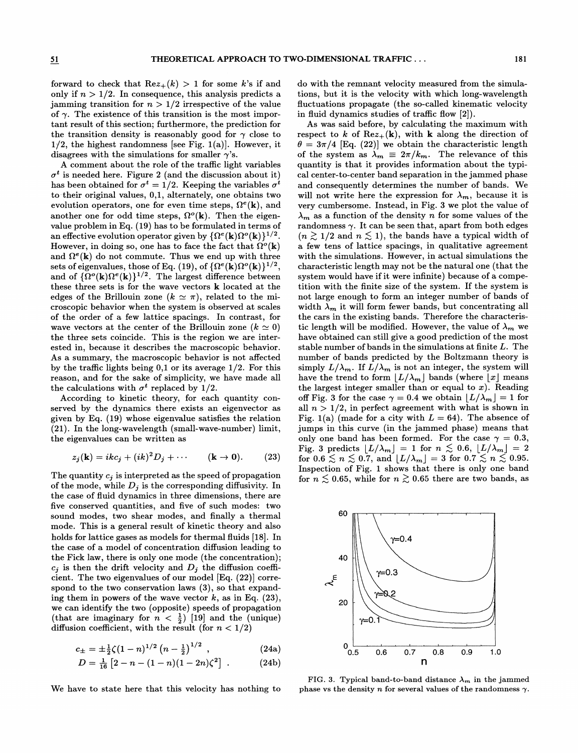forward to check that $\text{Re}z_+(k) > 1$ for some $k$'s if and only if $n > 1/2$. In consequence, this analysis predicts a jamming transition for $n > 1/2$ irrespective of the value of $\gamma$. The existence of this transition is the most important result of this section; furthermore, the prediction for the transition density is reasonably good for $\gamma$ close to 1/2, the highest randomness [see Fig. 1(a)]. However, it disagrees with the simulations for smaller $\gamma$'s.

A comment about the role of the traffic light variables $\sigma^t$ is needed here. Figure 2 (and the discussion about it) has been obtained for $\sigma^t = 1/2$. Keeping the variables $\sigma^t$ to their original values, 0,1, alternately, one obtains two evolution operators, one for even time steps, $\Omega^e(\mathbf{k})$, and another one for odd time steps, $\Omega^o(\mathbf{k})$. Then the eigenvalue problem in Eq. (19) has to be formulated in terms of an effective evolution operator given by $\{\Omega^e(\mathbf{k})\Omega^o(\mathbf{k})\}^{1/2}$. However, in doing so, one has to face the fact that $\Omega^o(\mathbf{k})$ and $\Omega^e(\mathbf{k})$ do not commute. Thus we end up with three sets of eigenvalues, those of Eq. (19), of $\{\Omega^e(\mathbf{k})\Omega^o(\mathbf{k})\}^{1/2}$, and of $\{\Omega^o(\mathbf{k})\Omega^e(\mathbf{k})\}^{1/2}$. The largest difference between these three sets is for the wave vectors $\mathbf{k}$ located at the edges of the Brillouin zone ($k \simeq \pi$), related to the microscopic behavior when the system is observed at scales of the order of a few lattice spacings. In contrast, for wave vectors at the center of the Brillouin zone ($k \simeq 0$) the three sets coincide. This is the region we are interested in, because it describes the macroscopic behavior. As a summary, the macroscopic behavior is not affected by the traffic lights being 0,1 or its average 1/2. For this reason, and for the sake of simplicity, we have made all the calculations with $\sigma^t$ replaced by 1/2.

According to kinetic theory, for each quantity conserved by the dynamics there exists an eigenvector as given by Eq. (19) whose eigenvalue satisfies the relation (21). In the long-wavelength (small-wave-number) limit, the eigenvalues can be written as

$$z_j(\mathbf{k}) = ikc_j + (ik)^2 D_j + \cdots \qquad (\mathbf{k} \to \mathbf{0}). \tag{23}$$

The quantity $c_j$ is interpreted as the speed of propagation of the mode, while $D_j$ is the corresponding diffusivity. In the case of fluid dynamics in three dimensions, there are five conserved quantities, and five of such modes: two sound modes, two shear modes, and finally a thermal mode. This is a general result of kinetic theory and also holds for lattice gases as models for thermal fluids [18]. In the case of a model of concentration diffusion leading to the Fick law, there is only one mode (the concentration); $c_j$ is then the drift velocity and $D_j$ the diffusion coefficient. The two eigenvalues of our model [Eq. (22)] correspond to the two conservation laws (3), so that expanding them in powers of the wave vector $k$, as in Eq. (23), we can identify the two (opposite) speeds of propagation (that are imaginary for $n < \frac{1}{2}$) [19] and the (unique) diffusion coefficient, with the result (for $n < 1/2$)

$$c_\pm = \pm\tfrac{1}{2}\zeta(1-n)^{1/2}\left(n-\tfrac{1}{2}\right)^{1/2}, \tag{24a}$$

$$D = \tfrac{1}{16}\left[2 - n - (1-n)(1-2n)\zeta^2\right]. \tag{24b}$$

We have to state here that this velocity has nothing to do with the remnant velocity measured from the simulations, but it is the velocity with which long-wavelength fluctuations propagate (the so-called kinematic velocity in fluid dynamics studies of traffic flow [2]).

As was said before, by calculating the maximum with respect to $k$ of $\text{Re}z_+(\mathbf{k})$, with $\mathbf{k}$ along the direction of $\theta = 3\pi/4$ [Eq. (22)] we obtain the characteristic length of the system as $\lambda_m \equiv 2\pi/k_m$. The relevance of this quantity is that it provides information about the typical center-to-center band separation in the jammed phase and consequently determines the number of bands. We will not write here the expression for $\lambda_m$, because it is very cumbersome. Instead, in Fig. 3 we plot the value of $\lambda_m$ as a function of the density $n$ for some values of the randomness $\gamma$. It can be seen that, apart from both edges ($n \gtrsim 1/2$ and $n \lesssim 1$), the bands have a typical width of a few tens of lattice spacings, in qualitative agreement with the simulations. However, in actual simulations the characteristic length may not be the natural one (that the system would have if it were infinite) because of a competition with the finite size of the system. If the system is not large enough to form an integer number of bands of width $\lambda_m$ it will form fewer bands, but concentrating all the cars in the existing bands. Therefore the characteristic length will be modified. However, the value of $\lambda_m$ we have obtained can still give a good prediction of the most stable number of bands in the simulations at finite $L$. The number of bands predicted by the Boltzmann theory is simply $L/\lambda_m$. If $L/\lambda_m$ is not an integer, the system will have the trend to form $\lfloor L/\lambda_m \rfloor$ bands (where $\lfloor x \rfloor$ means the largest integer smaller than or equal to $x$). Reading off Fig. 3 for the case $\gamma = 0.4$ we obtain $\lfloor L/\lambda_m \rfloor = 1$ for all $n > 1/2$, in perfect agreement with what is shown in Fig. 1(a) (made for a city with $L = 64$). The absence of jumps in this curve (in the jammed phase) means that only one band has been formed. For the case $\gamma = 0.3$, Fig. 3 predicts $\lfloor L/\lambda_m \rfloor = 1$ for $n \lesssim 0.6$, $\lfloor L/\lambda_m \rfloor = 2$ for $0.6 \lesssim n \lesssim 0.7$, and $\lfloor L/\lambda_m \rfloor = 3$ for $0.7 \lesssim n \lesssim 0.95$. Inspection of Fig. 1 shows that there is only one band for $n \lesssim 0.65$, while for $n \gtrsim 0.65$ there are two bands, as

FIG. 3. Typical band-to-band distance $\lambda_m$ in the jammed phase vs the density $n$ for several values of the randomness $\gamma$.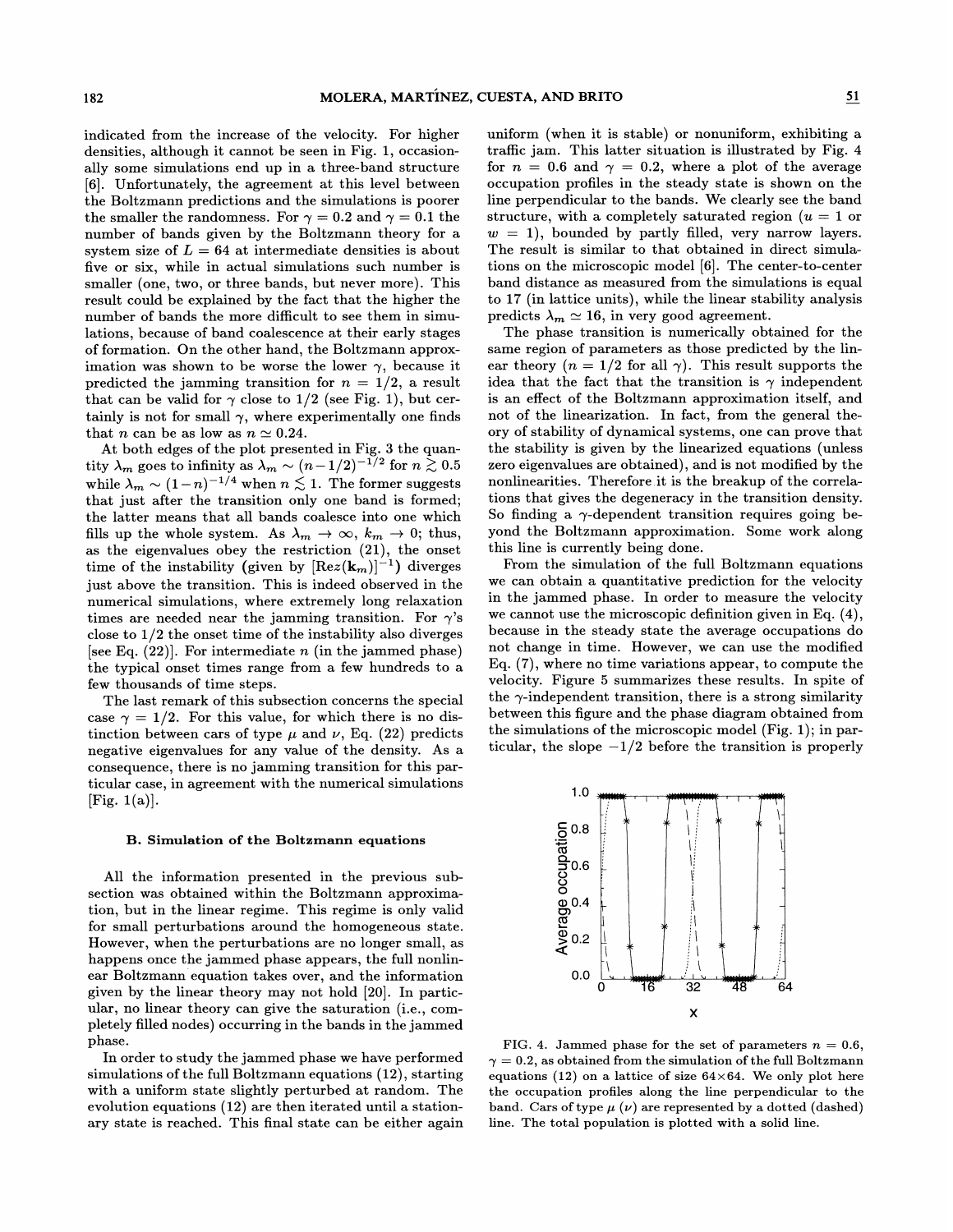indicated from the increase of the velocity. For higher densities, although it cannot be seen in Fig. 1, occasionally some simulations end up in a three-band structure [6]. Unfortunately, the agreement at this level between the Boltzmann predictions and the simulations is poorer the smaller the randomness. For $\gamma = 0.2$ and $\gamma = 0.1$ the number of bands given by the Boltzmann theory for a system size of $L = 64$ at intermediate densities is about five or six, while in actual simulations such number is smaller (one, two, or three bands, but never more). This result could be explained by the fact that the higher the number of bands the more difficult to see them in simulations, because of band coalescence at their early stages of formation. On the other hand, the Boltzmann approximation was shown to be worse the lower $\gamma$, because it predicted the jamming transition for $n = 1/2$, a result that can be valid for $\gamma$ close to $1/2$ (see Fig. 1), but certainly is not for small $\gamma$, where experimentally one finds that $n$ can be as low as $n \simeq 0.24$.

At both edges of the plot presented in Fig. 3 the quantity $\lambda_m$ goes to infinity as $\lambda_m \sim (n-1/2)^{-1/2}$ for $n \gtrsim 0.5$ while $\lambda_m \sim (1-n)^{-1/4}$ when $n \lesssim 1$. The former suggests that just after the transition only one band is formed; the latter means that all bands coalesce into one which fills up the whole system. As $\lambda_m \to \infty$, $k_m \to 0$; thus, as the eigenvalues obey the restriction (21), the onset time of the instability (given by $[\mathrm{Re}z(\mathbf{k}_m)]^{-1}$) diverges just above the transition. This is indeed observed in the numerical simulations, where extremely long relaxation times are needed near the jamming transition. For $\gamma$'s close to $1/2$ the onset time of the instability also diverges [see Eq. (22)]. For intermediate $n$ (in the jammed phase) the typical onset times range from a few hundreds to a few thousands of time steps.

The last remark of this subsection concerns the special case $\gamma = 1/2$. For this value, for which there is no distinction between cars of type $\mu$ and $\nu$, Eq. (22) predicts negative eigenvalues for any value of the density. As a consequence, there is no jamming transition for this particular case, in agreement with the numerical simulations [Fig. 1(a)].

### B. Simulation of the Boltzmann equations

All the information presented in the previous subsection was obtained within the Boltzmann approximation, but in the linear regime. This regime is only valid for small perturbations around the homogeneous state. However, when the perturbations are no longer small, as happens once the jammed phase appears, the full nonlinear Boltzmann equation takes over, and the information given by the linear theory may not hold [20]. In particular, no linear theory can give the saturation (i.e., completely filled nodes) occurring in the bands in the jammed phase.

In order to study the jammed phase we have performed simulations of the full Boltzmann equations (12), starting with a uniform state slightly perturbed at random. The evolution equations (12) are then iterated until a stationary state is reached. This final state can be either again uniform (when it is stable) or nonuniform, exhibiting a traffic jam. This latter situation is illustrated by Fig. 4 for $n = 0.6$ and $\gamma = 0.2$, where a plot of the average occupation profiles in the steady state is shown on the line perpendicular to the bands. We clearly see the band structure, with a completely saturated region ($u = 1$ or $w = 1$), bounded by partly filled, very narrow layers. The result is similar to that obtained in direct simulations on the microscopic model [6]. The center-to-center band distance as measured from the simulations is equal to 17 (in lattice units), while the linear stability analysis predicts $\lambda_m \simeq 16$, in very good agreement.

The phase transition is numerically obtained for the same region of parameters as those predicted by the linear theory ($n = 1/2$ for all $\gamma$). This result supports the idea that the fact that the transition is $\gamma$ independent is an effect of the Boltzmann approximation itself, and not of the linearization. In fact, from the general theory of stability of dynamical systems, one can prove that the stability is given by the linearized equations (unless zero eigenvalues are obtained), and is not modified by the nonlinearities. Therefore it is the breakup of the correlations that gives the degeneracy in the transition density. So finding a $\gamma$-dependent transition requires going beyond the Boltzmann approximation. Some work along this line is currently being done.

From the simulation of the full Boltzmann equations we can obtain a quantitative prediction for the velocity in the jammed phase. In order to measure the velocity we cannot use the microscopic definition given in Eq. (4), because in the steady state the average occupations do not change in time. However, we can use the modified Eq. (7), where no time variations appear, to compute the velocity. Figure 5 summarizes these results. In spite of the $\gamma$-independent transition, there is a strong similarity between this figure and the phase diagram obtained from the simulations of the microscopic model (Fig. 1); in particular, the slope $-1/2$ before the transition is properly

FIG. 4. Jammed phase for the set of parameters $n = 0.6$, $\gamma = 0.2$, as obtained from the simulation of the full Boltzmann equations (12) on a lattice of size $64 \times 64$. We only plot here the occupation profiles along the line perpendicular to the band. Cars of type $\mu$ ($\nu$) are represented by a dotted (dashed) line. The total population is plotted with a solid line.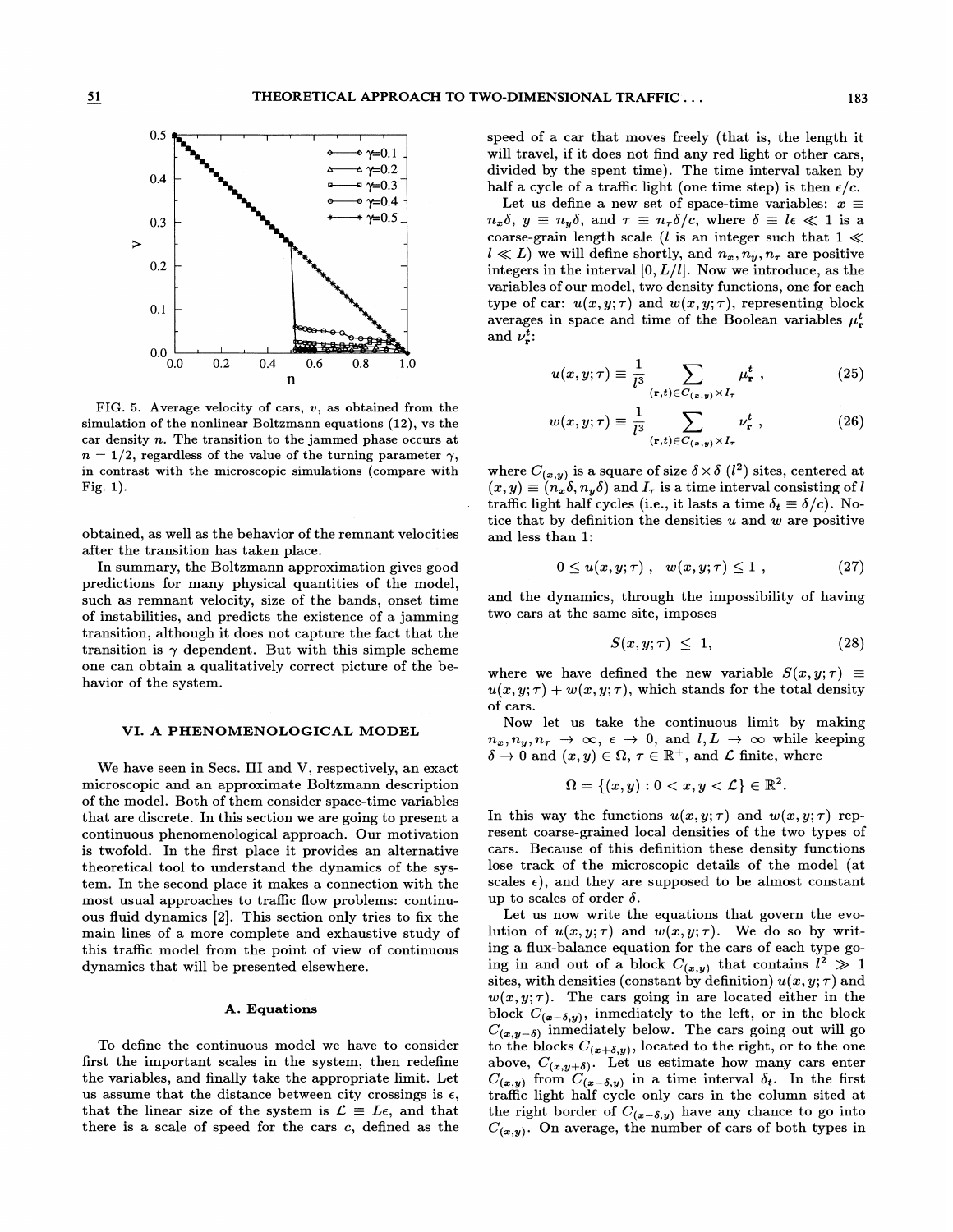FIG. 5. Average velocity of cars, $v$, as obtained from the simulation of the nonlinear Boltzmann equations (12), vs the car density $n$. The transition to the jammed phase occurs at $n = 1/2$, regardless of the value of the turning parameter $\gamma$, in contrast with the microscopic simulations (compare with Fig. 1).

obtained, as well as the behavior of the remnant velocities after the transition has taken place.

In summary, the Boltzmann approximation gives good predictions for many physical quantities of the model, such as remnant velocity, size of the bands, onset time of instabilities, and predicts the existence of a jamming transition, although it does not capture the fact that the transition is $\gamma$ dependent. But with this simple scheme one can obtain a qualitatively correct picture of the behavior of the system.

## VI. A PHENOMENOLOGICAL MODEL

We have seen in Secs. III and V, respectively, an exact microscopic and an approximate Boltzmann description of the model. Both of them consider space-time variables that are discrete. In this section we are going to present a continuous phenomenological approach. Our motivation is twofold. In the first place it provides an alternative theoretical tool to understand the dynamics of the system. In the second place it makes a connection with the most usual approaches to traffic flow problems: continuous fluid dynamics [2]. This section only tries to fix the main lines of a more complete and exhaustive study of this traffic model from the point of view of continuous dynamics that will be presented elsewhere.

### A. Equations

To define the continuous model we have to consider first the important scales in the system, then redefine the variables, and finally take the appropriate limit. Let us assume that the distance between city crossings is $\epsilon$, that the linear size of the system is $\mathcal{L} \equiv L\epsilon$, and that there is a scale of speed for the cars $c$, defined as the speed of a car that moves freely (that is, the length it will travel, if it does not find any red light or other cars, divided by the spent time). The time interval taken by half a cycle of a traffic light (one time step) is then $\epsilon/c$.

Let us define a new set of space-time variables: $x \equiv n_x\delta$, $y \equiv n_y\delta$, and $\tau \equiv n_\tau\delta/c$, where $\delta \equiv l\epsilon \ll 1$ is a coarse-grain length scale ($l$ is an integer such that $1 \ll l \ll L$) we will define shortly, and $n_x, n_y, n_\tau$ are positive integers in the interval $[0, L/l]$. Now we introduce, as the variables of our model, two density functions, one for each type of car: $u(x, y; \tau)$ and $w(x, y; \tau)$, representing block averages in space and time of the Boolean variables $\mu^t_{\mathbf{r}}$ and $\nu^t_{\mathbf{r}}$:

$$u(x, y; \tau) \equiv \frac{1}{l^3} \sum_{(\mathbf{r},t)\in C_{(x,y)}\times I_\tau} \mu^t_{\mathbf{r}}\ , \tag{25}$$

$$w(x, y; \tau) \equiv \frac{1}{l^3} \sum_{(\mathbf{r},t)\in C_{(x,y)}\times I_\tau} \nu^t_{\mathbf{r}}\ , \tag{26}$$

where $C_{(x,y)}$ is a square of size $\delta \times \delta$ ($l^2$) sites, centered at $(x, y) \equiv (n_x\delta, n_y\delta)$ and $I_\tau$ is a time interval consisting of $l$ traffic light half cycles (i.e., it lasts a time $\delta_t \equiv \delta/c$). Notice that by definition the densities $u$ and $w$ are positive and less than 1:

$$0 \leq u(x, y; \tau)\ , \quad w(x, y; \tau) \leq 1\ , \tag{27}$$

and the dynamics, through the impossibility of having two cars at the same site, imposes

$$S(x, y; \tau)\ \leq\ 1, \tag{28}$$

where we have defined the new variable $S(x, y; \tau) \equiv u(x, y; \tau) + w(x, y; \tau)$, which stands for the total density of cars.

Now let us take the continuous limit by making $n_x, n_y, n_\tau \to \infty$, $\epsilon \to 0$, and $l, L \to \infty$ while keeping $\delta \to 0$ and $(x, y) \in \Omega$, $\tau \in \mathbb{R}^+$, and $\mathcal{L}$ finite, where

$$\Omega = \{(x, y) : 0 < x, y < \mathcal{L}\} \in \mathbb{R}^2.$$

In this way the functions $u(x, y; \tau)$ and $w(x, y; \tau)$ represent coarse-grained local densities of the two types of cars. Because of this definition these density functions lose track of the microscopic details of the model (at scales $\epsilon$), and they are supposed to be almost constant up to scales of order $\delta$.

Let us now write the equations that govern the evolution of $u(x, y; \tau)$ and $w(x, y; \tau)$. We do so by writing a flux-balance equation for the cars of each type going in and out of a block $C_{(x,y)}$ that contains $l^2 \gg 1$ sites, with densities (constant by definition) $u(x, y; \tau)$ and $w(x, y; \tau)$. The cars going in are located either in the block $C_{(x-\delta,y)}$, inmediately to the left, or in the block $C_{(x,y-\delta)}$ inmediately below. The cars going out will go to the blocks $C_{(x+\delta,y)}$, located to the right, or to the one above, $C_{(x,y+\delta)}$. Let us estimate how many cars enter $C_{(x,y)}$ from $C_{(x-\delta,y)}$ in a time interval $\delta_t$. In the first traffic light half cycle only cars in the column sited at the right border of $C_{(x-\delta,y)}$ have any chance to go into $C_{(x,y)}$. On average, the number of cars of both types in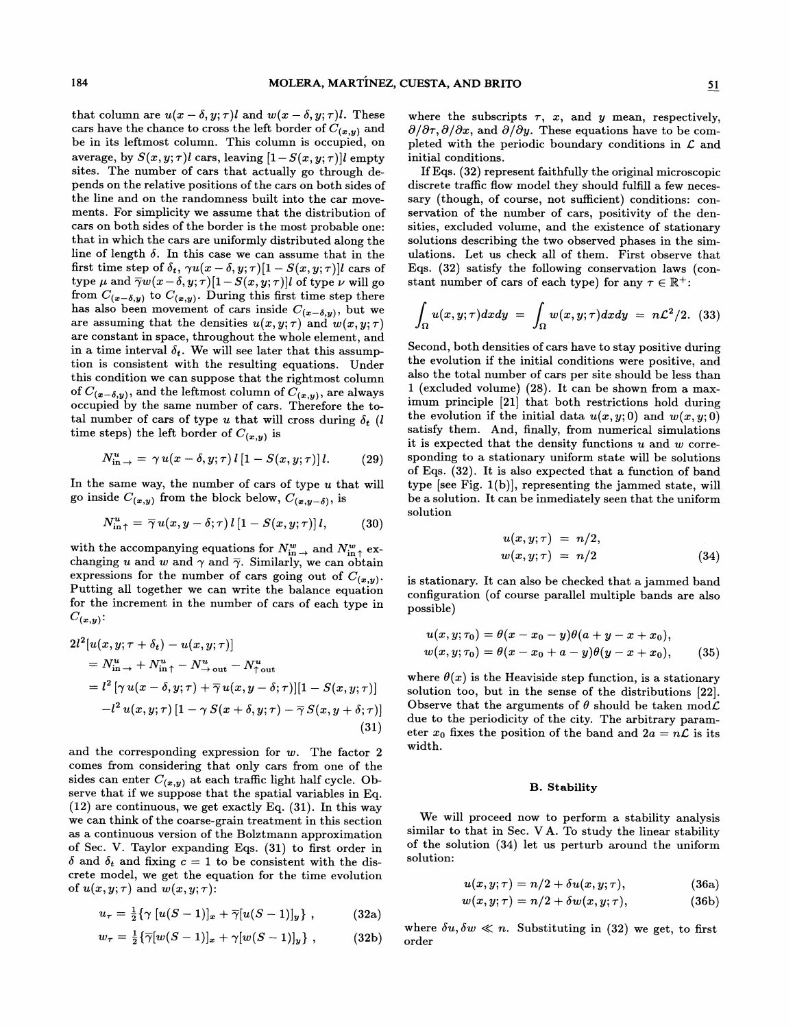that column are $u(x-\delta, y; \tau)l$ and $w(x-\delta, y; \tau)l$. These cars have the chance to cross the left border of $C_{(x,y)}$ and be in its leftmost column. This column is occupied, on average, by $S(x, y; \tau)l$ cars, leaving $[1-S(x, y; \tau)]l$ empty sites. The number of cars that actually go through depends on the relative positions of the cars on both sides of the line and on the randomness built into the car movements. For simplicity we assume that the distribution of cars on both sides of the border is the most probable one: that in which the cars are uniformly distributed along the line of length $\delta$. In this case we can assume that in the first time step of $\delta_t$, $\gamma u(x-\delta, y; \tau)[1-S(x, y; \tau)]l$ cars of type $\mu$ and $\overline{\gamma} w(x-\delta, y; \tau)[1-S(x, y; \tau)]l$ of type $\nu$ will go from $C_{(x-\delta, y)}$ to $C_{(x,y)}$. During this first time step there has also been movement of cars inside $C_{(x-\delta,y)}$, but we are assuming that the densities $u(x, y; \tau)$ and $w(x, y; \tau)$ are constant in space, throughout the whole element, and in a time interval $\delta_t$. We will see later that this assumption is consistent with the resulting equations. Under this condition we can suppose that the rightmost column of $C_{(x-\delta,y)}$, and the leftmost column of $C_{(x,y)}$, are always occupied by the same number of cars. Therefore the total number of cars of type $u$ that will cross during $\delta_t$ ($l$ time steps) the left border of $C_{(x,y)}$ is

$$N^u_{\text{in}\rightarrow} = \gamma\, u(x-\delta, y; \tau)\, l\, [1-S(x, y; \tau)]\, l. \tag{29}$$

In the same way, the number of cars of type $u$ that will go inside $C_{(x,y)}$ from the block below, $C_{(x,y-\delta)}$, is

$$N^u_{\text{in}\uparrow} = \overline{\gamma}\, u(x, y-\delta; \tau)\, l\, [1-S(x, y; \tau)]\, l, \tag{30}$$

with the accompanying equations for $N^w_{\text{in}\rightarrow}$ and $N^w_{\text{in}\uparrow}$ exchanging $u$ and $w$ and $\gamma$ and $\overline{\gamma}$. Similarly, we can obtain expressions for the number of cars going out of $C_{(x,y)}$. Putting all together we can write the balance equation for the increment in the number of cars of each type in $C_{(x,y)}$:

$$\begin{aligned}
2l^2[u(x, y; \tau+\delta_t) - u(x, y; \tau)] &\\
= N^u_{\text{in}\rightarrow} + N^u_{\text{in}\uparrow} - N^u_{\rightarrow\text{out}} - N^u_{\uparrow\text{out}} &\\
= l^2\,[\gamma\, u(x-\delta, y; \tau) + \overline{\gamma}\, u(x, y-\delta; \tau)][1-S(x, y; \tau)] &\\
-l^2\, u(x, y; \tau)\,[1-\gamma\, S(x+\delta, y; \tau) - \overline{\gamma}\, S(x, y+\delta; \tau)] &
\end{aligned} \tag{31}$$

and the corresponding expression for $w$. The factor 2 comes from considering that only cars from one of the sides can enter $C_{(x,y)}$ at each traffic light half cycle. Observe that if we suppose that the spatial variables in Eq. (12) are continuous, we get exactly Eq. (31). In this way we can think of the coarse-grain treatment in this section as a continuous version of the Bolztmann approximation of Sec. V. Taylor expanding Eqs. (31) to first order in $\delta$ and $\delta_t$ and fixing $c = 1$ to be consistent with the discrete model, we get the equation for the time evolution of $u(x, y; \tau)$ and $w(x, y; \tau)$:

$$u_\tau = \tfrac{1}{2}\{\gamma\, [u(S-1)]_x + \overline{\gamma}[u(S-1)]_y\}\ , \tag{32a}$$

$$w_\tau = \tfrac{1}{2}\{\overline{\gamma}[w(S-1)]_x + \gamma[w(S-1)]_y\}\ , \tag{32b}$$

where the subscripts $\tau$, $x$, and $y$ mean, respectively, $\partial/\partial\tau, \partial/\partial x$, and $\partial/\partial y$. These equations have to be completed with the periodic boundary conditions in $\mathcal{L}$ and initial conditions.

If Eqs. (32) represent faithfully the original microscopic discrete traffic flow model they should fulfill a few necessary (though, of course, not sufficient) conditions: conservation of the number of cars, positivity of the densities, excluded volume, and the existence of stationary solutions describing the two observed phases in the simulations. Let us check all of them. First observe that Eqs. (32) satisfy the following conservation laws (constant number of cars of each type) for any $\tau \in \mathbb{R}^+$:

$$\int_\Omega u(x, y; \tau)dxdy \;=\; \int_\Omega w(x, y; \tau)dxdy \;=\; n\mathcal{L}^2/2. \tag{33}$$

Second, both densities of cars have to stay positive during the evolution if the initial conditions were positive, and also the total number of cars per site should be less than 1 (excluded volume) (28). It can be shown from a maximum principle [21] that both restrictions hold during the evolution if the initial data $u(x, y; 0)$ and $w(x, y; 0)$ satisfy them. And, finally, from numerical simulations it is expected that the density functions $u$ and $w$ corresponding to a stationary uniform state will be solutions of Eqs. (32). It is also expected that a function of band type [see Fig. 1(b)], representing the jammed state, will be a solution. It can be inmediately seen that the uniform solution

$$\begin{aligned}
u(x, y; \tau) &= n/2,\\
w(x, y; \tau) &= n/2
\end{aligned} \tag{34}$$

is stationary. It can also be checked that a jammed band configuration (of course parallel multiple bands are also possible)

$$\begin{aligned}
u(x, y; \tau_0) &= \theta(x - x_0 - y)\theta(a + y - x + x_0),\\
w(x, y; \tau_0) &= \theta(x - x_0 + a - y)\theta(y - x + x_0),
\end{aligned} \tag{35}$$

where $\theta(x)$ is the Heaviside step function, is a stationary solution too, but in the sense of the distributions [22]. Observe that the arguments of $\theta$ should be taken mod$\mathcal{L}$ due to the periodicity of the city. The arbitrary parameter $x_0$ fixes the position of the band and $2a = n\mathcal{L}$ is its width.

### B. Stability

We will proceed now to perform a stability analysis similar to that in Sec. V A. To study the linear stability of the solution (34) let us perturb around the uniform solution:

$$u(x, y; \tau) = n/2 + \delta u(x, y; \tau), \tag{36a}$$

$$w(x, y; \tau) = n/2 + \delta w(x, y; \tau), \tag{36b}$$

where $\delta u, \delta w \ll n$. Substituting in (32) we get, to first order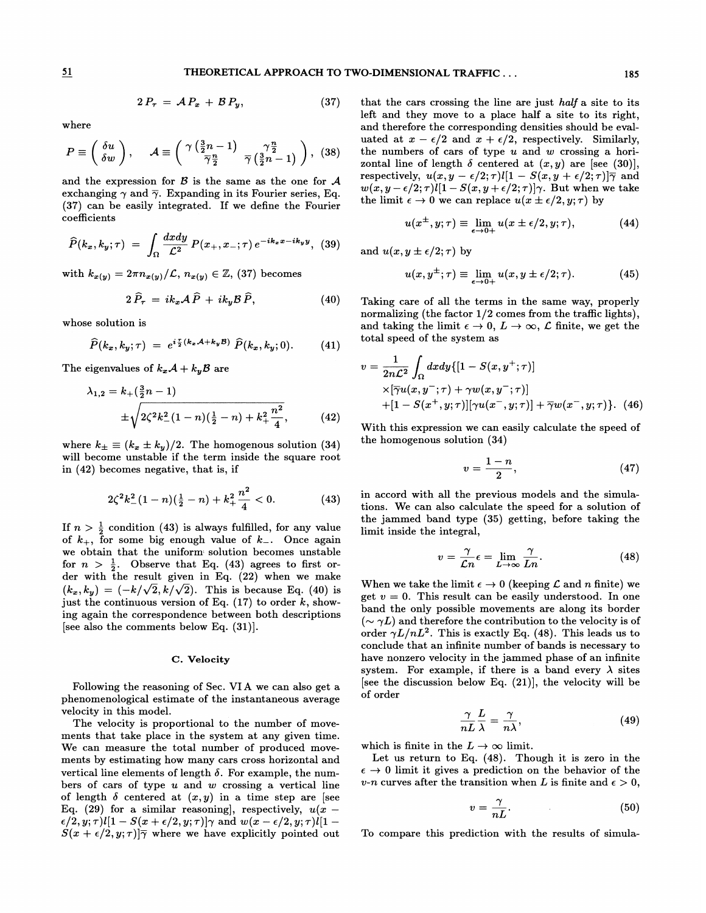$$2P_\tau = \mathcal{A}P_x + \mathcal{B}P_y, \tag{37}$$

where

$$P \equiv \begin{pmatrix} \delta u \\ \delta w \end{pmatrix}, \quad \mathcal{A} \equiv \begin{pmatrix} \gamma\left(\frac{3}{2}n-1\right) & \gamma\frac{n}{2} \\ \overline{\gamma}\frac{n}{2} & \overline{\gamma}\left(\frac{3}{2}n-1\right) \end{pmatrix}, \tag{38}$$

and the expression for $\mathcal{B}$ is the same as the one for $\mathcal{A}$ exchanging $\gamma$ and $\overline{\gamma}$. Expanding in its Fourier series, Eq. (37) can be easily integrated. If we define the Fourier coefficients

$$\widehat{P}(k_x, k_y; \tau) = \int_\Omega \frac{dxdy}{\mathcal{L}^2} P(x_+, x_-; \tau)\, e^{-ik_x x - ik_y y}, \tag{39}$$

with $k_{x(y)} = 2\pi n_{x(y)}/\mathcal{L}$, $n_{x(y)} \in \mathbb{Z}$, (37) becomes

$$2\widehat{P}_\tau = ik_x \mathcal{A}\widehat{P} + ik_y \mathcal{B}\widehat{P}, \tag{40}$$

whose solution is

$$\widehat{P}(k_x, k_y; \tau) = e^{i\frac{\tau}{2}(k_x\mathcal{A} + k_y\mathcal{B})}\,\widehat{P}(k_x, k_y; 0). \tag{41}$$

The eigenvalues of $k_x\mathcal{A} + k_y\mathcal{B}$ are

$$\lambda_{1,2} = k_+\left(\tfrac{3}{2}n - 1\right) \pm\sqrt{2\zeta^2 k_-^2 (1-n)\left(\tfrac{1}{2} - n\right) + k_+^2 \frac{n^2}{4}}, \tag{42}$$

where $k_\pm \equiv (k_x \pm k_y)/2$. The homogenous solution (34) will become unstable if the term inside the square root in (42) becomes negative, that is, if

$$2\zeta^2 k_-^2 (1-n)\left(\tfrac{1}{2} - n\right) + k_+^2 \frac{n^2}{4} < 0. \tag{43}$$

If $n > \frac{1}{2}$ condition (43) is always fulfilled, for any value of $k_+$, for some big enough value of $k_-$. Once again we obtain that the uniform solution becomes unstable for $n > \frac{1}{2}$. Observe that Eq. (43) agrees to first order with the result given in Eq. (22) when we make $(k_x, k_y) = (-k/\sqrt{2}, k/\sqrt{2})$. This is because Eq. (40) is just the continuous version of Eq. (17) to order $k$, showing again the correspondence between both descriptions [see also the comments below Eq. (31)].

### C. Velocity

Following the reasoning of Sec. VI A we can also get a phenomenological estimate of the instantaneous average velocity in this model.

The velocity is proportional to the number of movements that take place in the system at any given time. We can measure the total number of produced movements by estimating how many cars cross horizontal and vertical line elements of length $\delta$. For example, the numbers of cars of type $u$ and $w$ crossing a vertical line of length $\delta$ centered at $(x,y)$ in a time step are [see Eq. (29) for a similar reasoning], respectively, $u(x - \epsilon/2, y; \tau)l[1 - S(x + \epsilon/2, y; \tau)]\gamma$ and $w(x - \epsilon/2, y; \tau)l[1 - S(x + \epsilon/2, y; \tau)]\overline{\gamma}$ where we have explicitly pointed out that the cars crossing the line are just *half* a site to its left and they move to a place half a site to its right, and therefore the corresponding densities should be evaluated at $x - \epsilon/2$ and $x + \epsilon/2$, respectively. Similarly, the numbers of cars of type $u$ and $w$ crossing a horizontal line of length $\delta$ centered at $(x,y)$ are [see (30)], respectively, $u(x, y - \epsilon/2; \tau)l[1 - S(x, y + \epsilon/2; \tau)]\overline{\gamma}$ and $w(x, y - \epsilon/2; \tau)l[1 - S(x, y + \epsilon/2; \tau)]\gamma$. But when we take the limit $\epsilon \to 0$ we can replace $u(x \pm \epsilon/2, y; \tau)$ by

$$u(x^\pm, y; \tau) \equiv \lim_{\epsilon\to 0+} u(x \pm \epsilon/2, y; \tau), \tag{44}$$

and $u(x, y \pm \epsilon/2; \tau)$ by

$$u(x, y^\pm; \tau) \equiv \lim_{\epsilon\to 0+} u(x, y \pm \epsilon/2; \tau). \tag{45}$$

Taking care of all the terms in the same way, properly normalizing (the factor 1/2 comes from the traffic lights), and taking the limit $\epsilon \to 0$, $L \to \infty$, $\mathcal{L}$ finite, we get the total speed of the system as

$$\begin{aligned} v = \frac{1}{2n\mathcal{L}^2}\int_\Omega dxdy\{&[1 - S(x, y^+; \tau)] \\ &\times[\overline{\gamma}u(x, y^-; \tau) + \gamma w(x, y^-; \tau)] \\ &+ [1 - S(x^+, y; \tau)][\gamma u(x^-, y; \tau)] + \overline{\gamma} w(x^-, y; \tau)]\}. \end{aligned} \tag{46}$$

With this expression we can easily calculate the speed of the homogenous solution (34)

$$v = \frac{1-n}{2}, \tag{47}$$

in accord with all the previous models and the simulations. We can also calculate the speed for a solution of the jammed band type (35) getting, before taking the limit inside the integral,

$$v = \frac{\gamma}{\mathcal{L}n}\epsilon = \lim_{L\to\infty}\frac{\gamma}{Ln}. \tag{48}$$

When we take the limit $\epsilon \to 0$ (keeping $\mathcal{L}$ and $n$ finite) we get $v = 0$. This result can be easily understood. In one band the only possible movements are along its border ($\sim \gamma L$) and therefore the contribution to the velocity is of order $\gamma L/nL^2$. This is exactly Eq. (48). This leads us to conclude that an infinite number of bands is necessary to have nonzero velocity in the jammed phase of an infinite system. For example, if there is a band every $\lambda$ sites [see the discussion below Eq. (21)], the velocity will be of order

$$\frac{\gamma}{nL}\frac{L}{\lambda} = \frac{\gamma}{n\lambda}, \tag{49}$$

which is finite in the $L \to \infty$ limit.

Let us return to Eq. (48). Though it is zero in the $\epsilon \to 0$ limit it gives a prediction on the behavior of the $v$-$n$ curves after the transition when $L$ is finite and $\epsilon > 0$,

$$v = \frac{\gamma}{nL}. \tag{50}$$

To compare this prediction with the results of simula-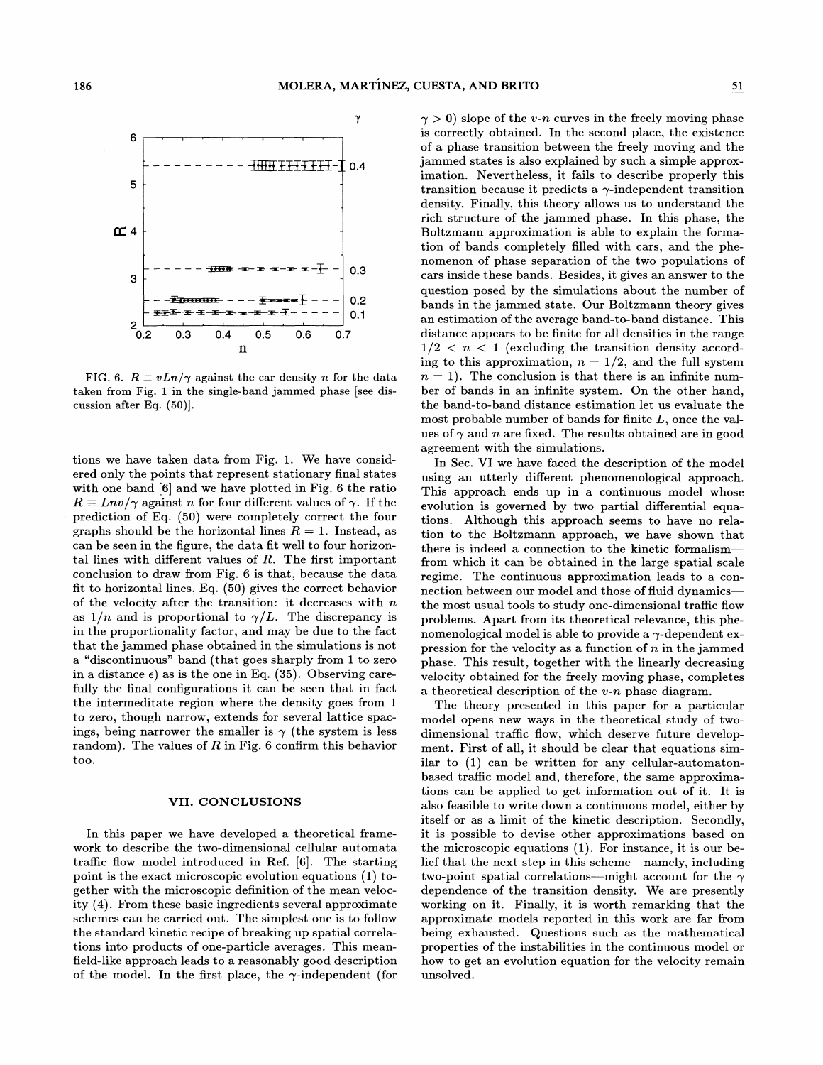FIG. 6. $R \equiv vLn/\gamma$ against the car density $n$ for the data taken from Fig. 1 in the single-band jammed phase [see discussion after Eq. (50)].

tions we have taken data from Fig. 1. We have considered only the points that represent stationary final states with one band [6] and we have plotted in Fig. 6 the ratio $R \equiv Lnv/\gamma$ against $n$ for four different values of $\gamma$. If the prediction of Eq. (50) were completely correct the four graphs should be the horizontal lines $R = 1$. Instead, as can be seen in the figure, the data fit well to four horizontal lines with different values of $R$. The first important conclusion to draw from Fig. 6 is that, because the data fit to horizontal lines, Eq. (50) gives the correct behavior of the velocity after the transition: it decreases with $n$ as $1/n$ and is proportional to $\gamma/L$. The discrepancy is in the proportionality factor, and may be due to the fact that the jammed phase obtained in the simulations is not a "discontinuous" band (that goes sharply from 1 to zero in a distance $\epsilon$) as is the one in Eq. (35). Observing carefully the final configurations it can be seen that in fact the intermediate region where the density goes from 1 to zero, though narrow, extends for several lattice spacings, being narrower the smaller is $\gamma$ (the system is less random). The values of $R$ in Fig. 6 confirm this behavior too.

## VII. CONCLUSIONS

In this paper we have developed a theoretical framework to describe the two-dimensional cellular automata traffic flow model introduced in Ref. [6]. The starting point is the exact microscopic evolution equations (1) together with the microscopic definition of the mean velocity (4). From these basic ingredients several approximate schemes can be carried out. The simplest one is to follow the standard kinetic recipe of breaking up spatial correlations into products of one-particle averages. This mean-field-like approach leads to a reasonably good description of the model. In the first place, the $\gamma$-independent (for $\gamma > 0$) slope of the $v$-$n$ curves in the freely moving phase is correctly obtained. In the second place, the existence of a phase transition between the freely moving and the jammed states is also explained by such a simple approximation. Nevertheless, it fails to describe properly this transition because it predicts a $\gamma$-independent transition density. Finally, this theory allows us to understand the rich structure of the jammed phase. In this phase, the Boltzmann approximation is able to explain the formation of bands completely filled with cars, and the phenomenon of phase separation of the two populations of cars inside these bands. Besides, it gives an answer to the question posed by the simulations about the number of bands in the jammed state. Our Boltzmann theory gives an estimation of the average band-to-band distance. This distance appears to be finite for all densities in the range $1/2 < n < 1$ (excluding the transition density according to this approximation, $n = 1/2$, and the full system $n = 1$). The conclusion is that there is an infinite number of bands in an infinite system. On the other hand, the band-to-band distance estimation let us evaluate the most probable number of bands for finite $L$, once the values of $\gamma$ and $n$ are fixed. The results obtained are in good agreement with the simulations.

In Sec. VI we have faced the description of the model using an utterly different phenomenological approach. This approach ends up in a continuous model whose evolution is governed by two partial differential equations. Although this approach seems to have no relation to the Boltzmann approach, we have shown that there is indeed a connection to the kinetic formalism—from which it can be obtained in the large spatial scale regime. The continuous approximation leads to a connection between our model and those of fluid dynamics—the most usual tools to study one-dimensional traffic flow problems. Apart from its theoretical relevance, this phenomenological model is able to provide a $\gamma$-dependent expression for the velocity as a function of $n$ in the jammed phase. This result, together with the linearly decreasing velocity obtained for the freely moving phase, completes a theoretical description of the $v$-$n$ phase diagram.

The theory presented in this paper for a particular model opens new ways in the theoretical study of two-dimensional traffic flow, which deserve future development. First of all, it should be clear that equations similar to (1) can be written for any cellular-automaton-based traffic model and, therefore, the same approximations can be applied to get information out of it. It is also feasible to write down a continuous model, either by itself or as a limit of the kinetic description. Secondly, it is possible to devise other approximations based on the microscopic equations (1). For instance, it is our belief that the next step in this scheme—namely, including two-point spatial correlations—might account for the $\gamma$ dependence of the transition density. We are presently working on it. Finally, it is worth remarking that the approximate models reported in this work are far from being exhausted. Questions such as the mathematical properties of the instabilities in the continuous model or how to get an evolution equation for the velocity remain unsolved.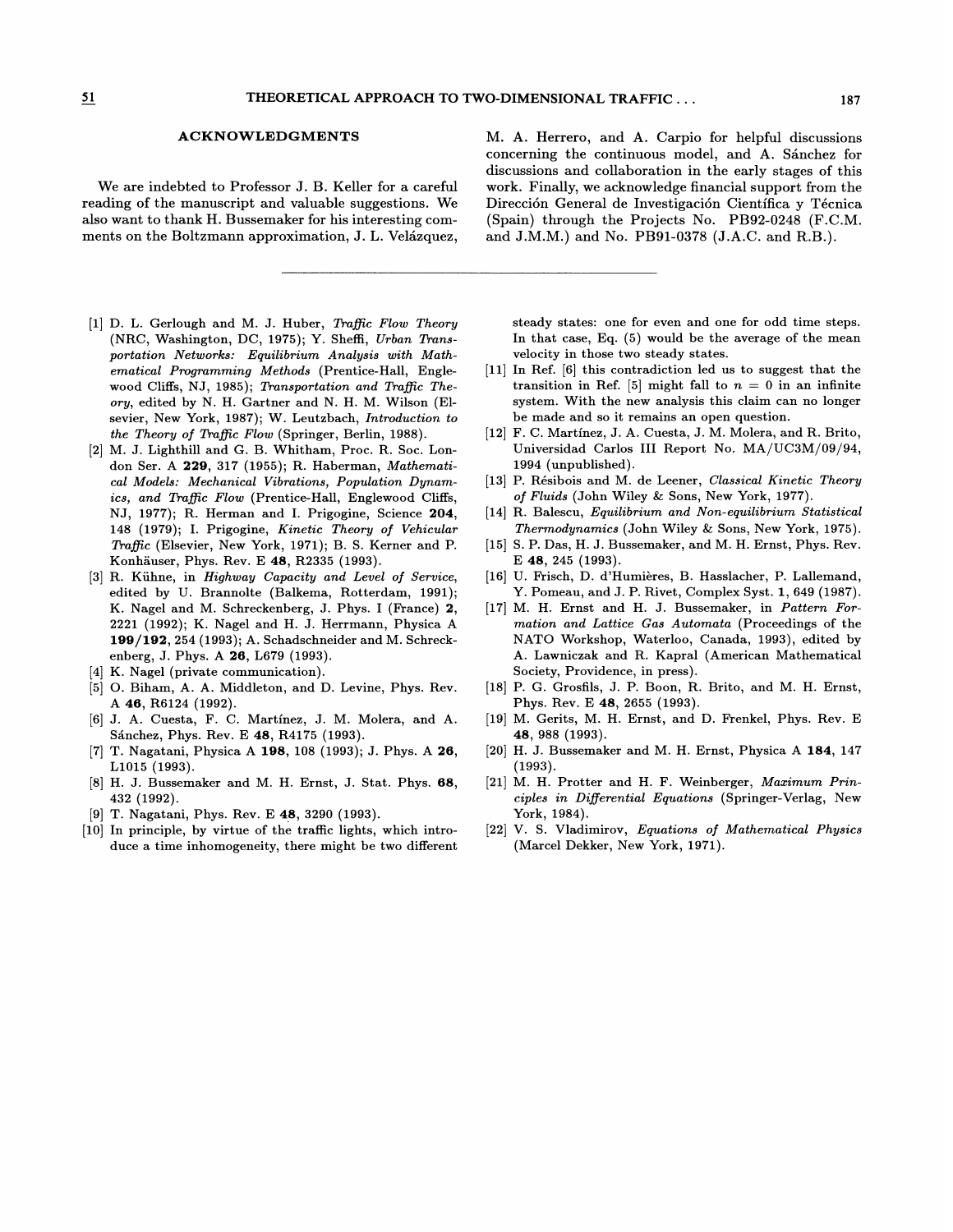## ACKNOWLEDGMENTS

We are indebted to Professor J. B. Keller for a careful reading of the manuscript and valuable suggestions. We also want to thank H. Bussemaker for his interesting comments on the Boltzmann approximation, J. L. Velázquez, M. A. Herrero, and A. Carpio for helpful discussions concerning the continuous model, and A. Sánchez for discussions and collaboration in the early stages of this work. Finally, we acknowledge financial support from the Dirección General de Investigación Científica y Técnica (Spain) through the Projects No. PB92-0248 (F.C.M. and J.M.M.) and No. PB91-0378 (J.A.C. and R.B.).

---

[1] D. L. Gerlough and M. J. Huber, *Traffic Flow Theory* (NRC, Washington, DC, 1975); Y. Sheffi, *Urban Transportation Networks: Equilibrium Analysis with Mathematical Programming Methods* (Prentice-Hall, Englewood Cliffs, NJ, 1985); *Transportation and Traffic Theory*, edited by N. H. Gartner and N. H. M. Wilson (Elsevier, New York, 1987); W. Leutzbach, *Introduction to the Theory of Traffic Flow* (Springer, Berlin, 1988).

[2] M. J. Lighthill and G. B. Whitham, Proc. R. Soc. London Ser. A **229**, 317 (1955); R. Haberman, *Mathematical Models: Mechanical Vibrations, Population Dynamics, and Traffic Flow* (Prentice-Hall, Englewood Cliffs, NJ, 1977); R. Herman and I. Prigogine, Science **204**, 148 (1979); I. Prigogine, *Kinetic Theory of Vehicular Traffic* (Elsevier, New York, 1971); B. S. Kerner and P. Konhäuser, Phys. Rev. E **48**, R2335 (1993).

[3] R. Kühne, in *Highway Capacity and Level of Service*, edited by U. Brannolte (Balkema, Rotterdam, 1991); K. Nagel and M. Schreckenberg, J. Phys. I (France) **2**, 2221 (1992); K. Nagel and H. J. Herrmann, Physica A **199/192**, 254 (1993); A. Schadschneider and M. Schreckenberg, J. Phys. A **26**, L679 (1993).

[4] K. Nagel (private communication).

[5] O. Biham, A. A. Middleton, and D. Levine, Phys. Rev. A **46**, R6124 (1992).

[6] J. A. Cuesta, F. C. Martínez, J. M. Molera, and A. Sánchez, Phys. Rev. E **48**, R4175 (1993).

[7] T. Nagatani, Physica A **198**, 108 (1993); J. Phys. A **26**, L1015 (1993).

[8] H. J. Bussemaker and M. H. Ernst, J. Stat. Phys. **68**, 432 (1992).

[9] T. Nagatani, Phys. Rev. E **48**, 3290 (1993).

[10] In principle, by virtue of the traffic lights, which introduce a time inhomogeneity, there might be two different steady states: one for even and one for odd time steps. In that case, Eq. (5) would be the average of the mean velocity in those two steady states.

[11] In Ref. [6] this contradiction led us to suggest that the transition in Ref. [5] might fall to $n = 0$ in an infinite system. With the new analysis this claim can no longer be made and so it remains an open question.

[12] F. C. Martínez, J. A. Cuesta, J. M. Molera, and R. Brito, Universidad Carlos III Report No. MA/UC3M/09/94, 1994 (unpublished).

[13] P. Résibois and M. de Leener, *Classical Kinetic Theory of Fluids* (John Wiley & Sons, New York, 1977).

[14] R. Balescu, *Equilibrium and Non-equilibrium Statistical Thermodynamics* (John Wiley & Sons, New York, 1975).

[15] S. P. Das, H. J. Bussemaker, and M. H. Ernst, Phys. Rev. E **48**, 245 (1993).

[16] U. Frisch, D. d'Humières, B. Hasslacher, P. Lallemand, Y. Pomeau, and J. P. Rivet, Complex Syst. **1**, 649 (1987).

[17] M. H. Ernst and H. J. Bussemaker, in *Pattern Formation and Lattice Gas Automata* (Proceedings of the NATO Workshop, Waterloo, Canada, 1993), edited by A. Lawniczak and R. Kapral (American Mathematical Society, Providence, in press).

[18] P. G. Grosfils, J. P. Boon, R. Brito, and M. H. Ernst, Phys. Rev. E **48**, 2655 (1993).

[19] M. Gerits, M. H. Ernst, and D. Frenkel, Phys. Rev. E **48**, 988 (1993).

[20] H. J. Bussemaker and M. H. Ernst, Physica A **184**, 147 (1993).

[21] M. H. Protter and H. F. Weinberger, *Maximum Principles in Differential Equations* (Springer-Verlag, New York, 1984).

[22] V. S. Vladimirov, *Equations of Mathematical Physics* (Marcel Dekker, New York, 1971).